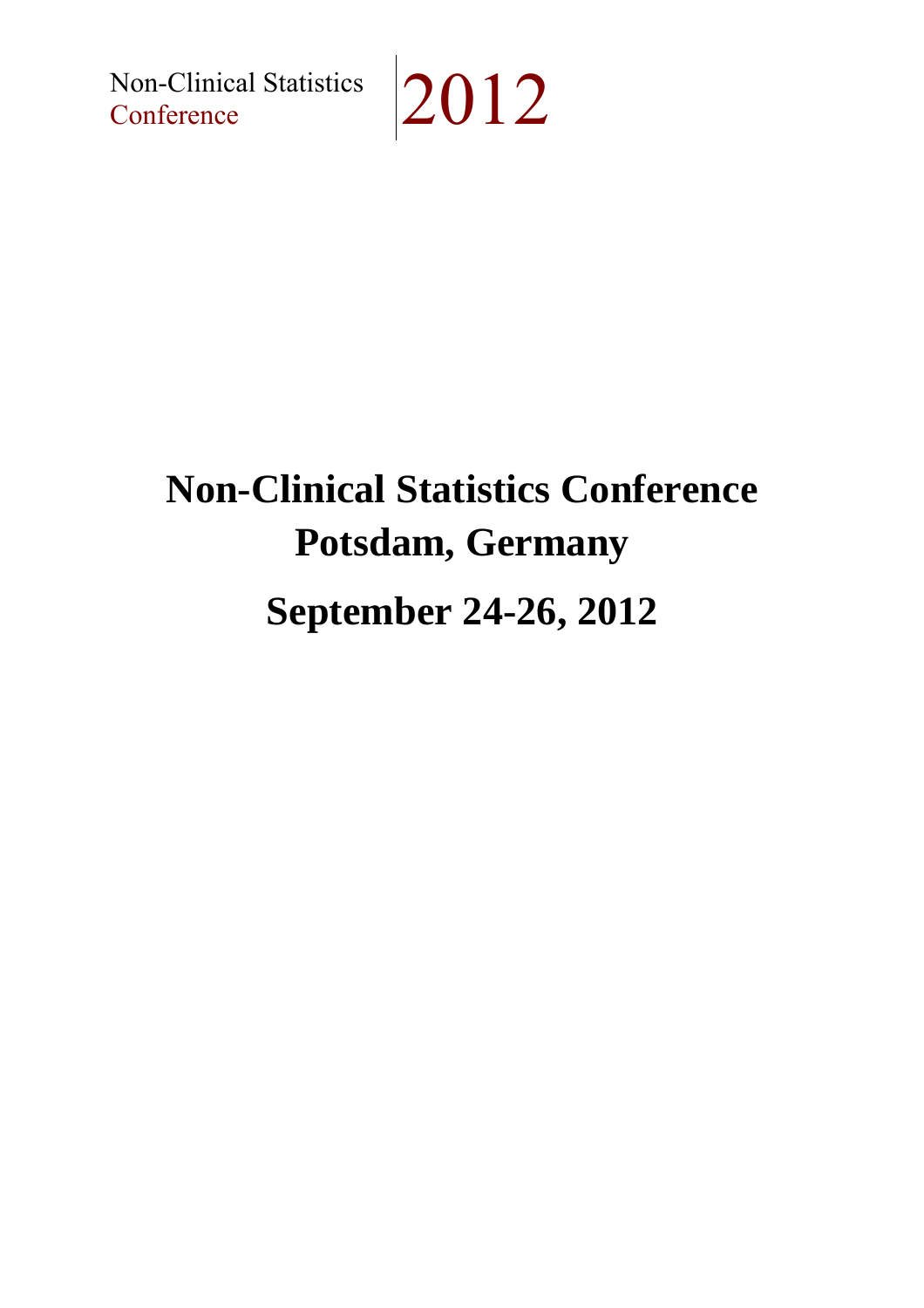Non-Clinical Statistics Conference 2012

# Non-Clinical Statistics Conference
# Potsdam, Germany
# September 24-26, 2012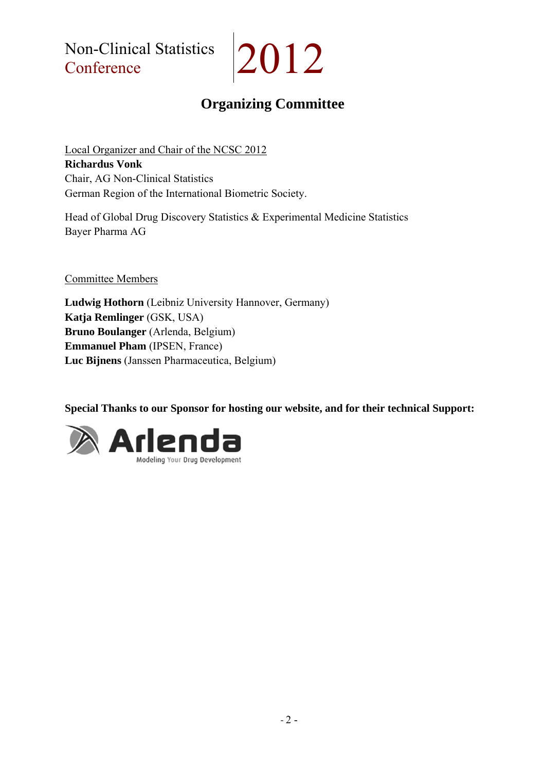Non-Clinical Statistics Conference 2012

# Organizing Committee

Local Organizer and Chair of the NCSC 2012

**Richardus Vonk**
Chair, AG Non-Clinical Statistics
German Region of the International Biometric Society.

Head of Global Drug Discovery Statistics & Experimental Medicine Statistics
Bayer Pharma AG

Committee Members

**Ludwig Hothorn** (Leibniz University Hannover, Germany)
**Katja Remlinger** (GSK, USA)
**Bruno Boulanger** (Arlenda, Belgium)
**Emmanuel Pham** (IPSEN, France)
**Luc Bijnens** (Janssen Pharmaceutica, Belgium)

**Special Thanks to our Sponsor for hosting our website, and for their technical Support:**

Arlenda
Modeling Your Drug Development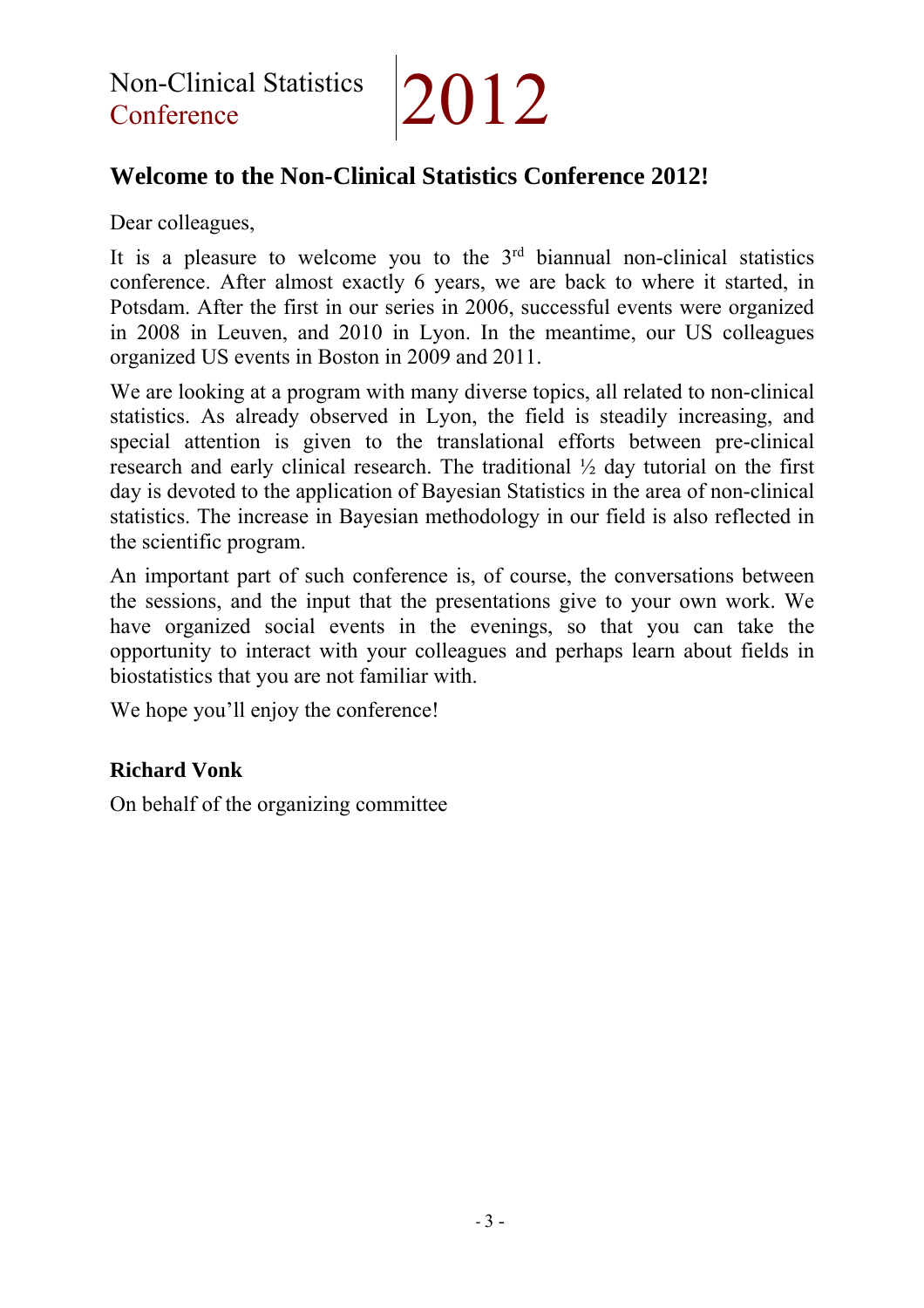Non-Clinical Statistics Conference 2012

## Welcome to the Non-Clinical Statistics Conference 2012!

Dear colleagues,

It is a pleasure to welcome you to the 3rd biannual non-clinical statistics conference. After almost exactly 6 years, we are back to where it started, in Potsdam. After the first in our series in 2006, successful events were organized in 2008 in Leuven, and 2010 in Lyon. In the meantime, our US colleagues organized US events in Boston in 2009 and 2011.

We are looking at a program with many diverse topics, all related to non-clinical statistics. As already observed in Lyon, the field is steadily increasing, and special attention is given to the translational efforts between pre-clinical research and early clinical research. The traditional ½ day tutorial on the first day is devoted to the application of Bayesian Statistics in the area of non-clinical statistics. The increase in Bayesian methodology in our field is also reflected in the scientific program.

An important part of such conference is, of course, the conversations between the sessions, and the input that the presentations give to your own work. We have organized social events in the evenings, so that you can take the opportunity to interact with your colleagues and perhaps learn about fields in biostatistics that you are not familiar with.

We hope you'll enjoy the conference!

**Richard Vonk**

On behalf of the organizing committee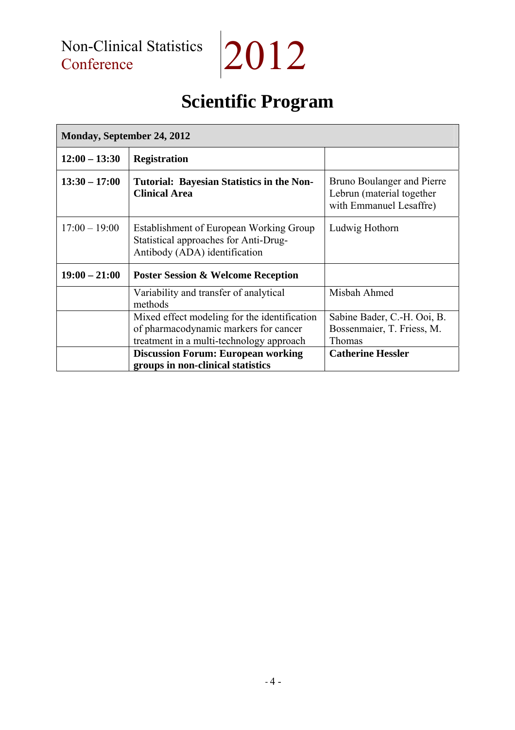# Scientific Program

| Monday, September 24, 2012 | | |
|---|---|---|
| **12:00 – 13:30** | **Registration** | |
| **13:30 – 17:00** | **Tutorial: Bayesian Statistics in the Non-Clinical Area** | Bruno Boulanger and Pierre Lebrun (material together with Emmanuel Lesaffre) |
| 17:00 – 19:00 | Establishment of European Working Group Statistical approaches for Anti-Drug-Antibody (ADA) identification | Ludwig Hothorn |
| **19:00 – 21:00** | **Poster Session & Welcome Reception** | |
| | Variability and transfer of analytical methods | Misbah Ahmed |
| | Mixed effect modeling for the identification of pharmacodynamic markers for cancer treatment in a multi-technology approach | Sabine Bader, C.-H. Ooi, B. Bossenmaier, T. Friess, M. Thomas |
| | **Discussion Forum: European working groups in non-clinical statistics** | **Catherine Hessler** |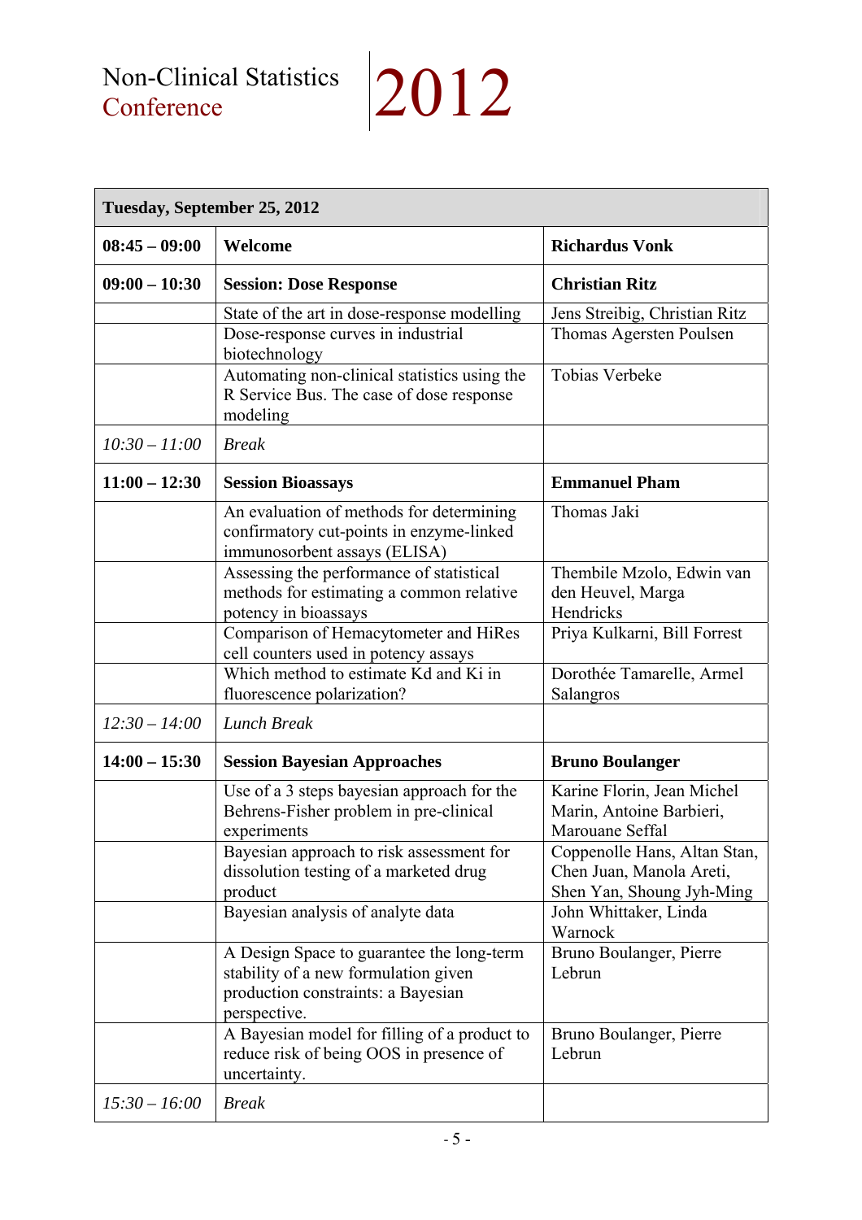# Non-Clinical Statistics Conference 2012

| Tuesday, September 25, 2012 | | |
|---|---|---|
| **08:45 – 09:00** | **Welcome** | **Richardus Vonk** |
| **09:00 – 10:30** | **Session: Dose Response** | **Christian Ritz** |
| | State of the art in dose-response modelling | Jens Streibig, Christian Ritz |
| | Dose-response curves in industrial biotechnology | Thomas Agersten Poulsen |
| | Automating non-clinical statistics using the R Service Bus. The case of dose response modeling | Tobias Verbeke |
| *10:30 – 11:00* | *Break* | |
| **11:00 – 12:30** | **Session Bioassays** | **Emmanuel Pham** |
| | An evaluation of methods for determining confirmatory cut-points in enzyme-linked immunosorbent assays (ELISA) | Thomas Jaki |
| | Assessing the performance of statistical methods for estimating a common relative potency in bioassays | Thembile Mzolo, Edwin van den Heuvel, Marga Hendricks |
| | Comparison of Hemacytometer and HiRes cell counters used in potency assays | Priya Kulkarni, Bill Forrest |
| | Which method to estimate Kd and Ki in fluorescence polarization? | Dorothée Tamarelle, Armel Salangros |
| *12:30 – 14:00* | *Lunch Break* | |
| **14:00 – 15:30** | **Session Bayesian Approaches** | **Bruno Boulanger** |
| | Use of a 3 steps bayesian approach for the Behrens-Fisher problem in pre-clinical experiments | Karine Florin, Jean Michel Marin, Antoine Barbieri, Marouane Seffal |
| | Bayesian approach to risk assessment for dissolution testing of a marketed drug product | Coppenolle Hans, Altan Stan, Chen Juan, Manola Areti, Shen Yan, Shoung Jyh-Ming |
| | Bayesian analysis of analyte data | John Whittaker, Linda Warnock |
| | A Design Space to guarantee the long-term stability of a new formulation given production constraints: a Bayesian perspective. | Bruno Boulanger, Pierre Lebrun |
| | A Bayesian model for filling of a product to reduce risk of being OOS in presence of uncertainty. | Bruno Boulanger, Pierre Lebrun |
| *15:30 – 16:00* | *Break* | |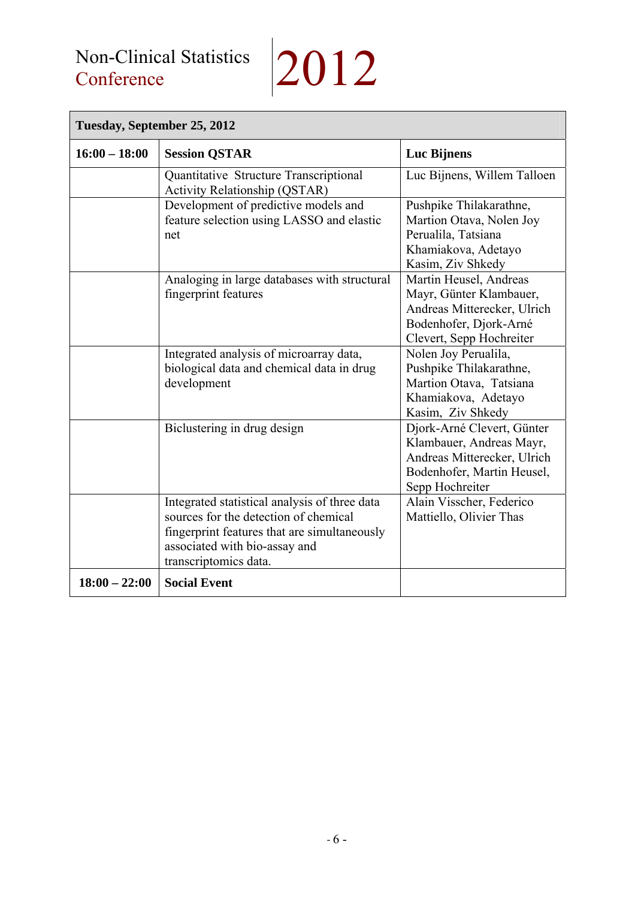| Tuesday, September 25, 2012 | | |
|---|---|---|
| **16:00 – 18:00** | **Session QSTAR** | **Luc Bijnens** |
| | Quantitative Structure Transcriptional Activity Relationship (QSTAR) | Luc Bijnens, Willem Talloen |
| | Development of predictive models and feature selection using LASSO and elastic net | Pushpike Thilakarathne, Martion Otava, Nolen Joy Perualila, Tatsiana Khamiakova, Adetayo Kasim, Ziv Shkedy |
| | Analoging in large databases with structural fingerprint features | Martin Heusel, Andreas Mayr, Günter Klambauer, Andreas Mitterecker, Ulrich Bodenhofer, Djork-Arné Clevert, Sepp Hochreiter |
| | Integrated analysis of microarray data, biological data and chemical data in drug development | Nolen Joy Perualila, Pushpike Thilakarathne, Martion Otava, Tatsiana Khamiakova, Adetayo Kasim, Ziv Shkedy |
| | Biclustering in drug design | Djork-Arné Clevert, Günter Klambauer, Andreas Mayr, Andreas Mitterecker, Ulrich Bodenhofer, Martin Heusel, Sepp Hochreiter |
| | Integrated statistical analysis of three data sources for the detection of chemical fingerprint features that simultaneously associated with bio-assay and transcriptomics data. | Alain Visscher, Federico Mattiello, Olivier Thas |
| **18:00 – 22:00** | **Social Event** | |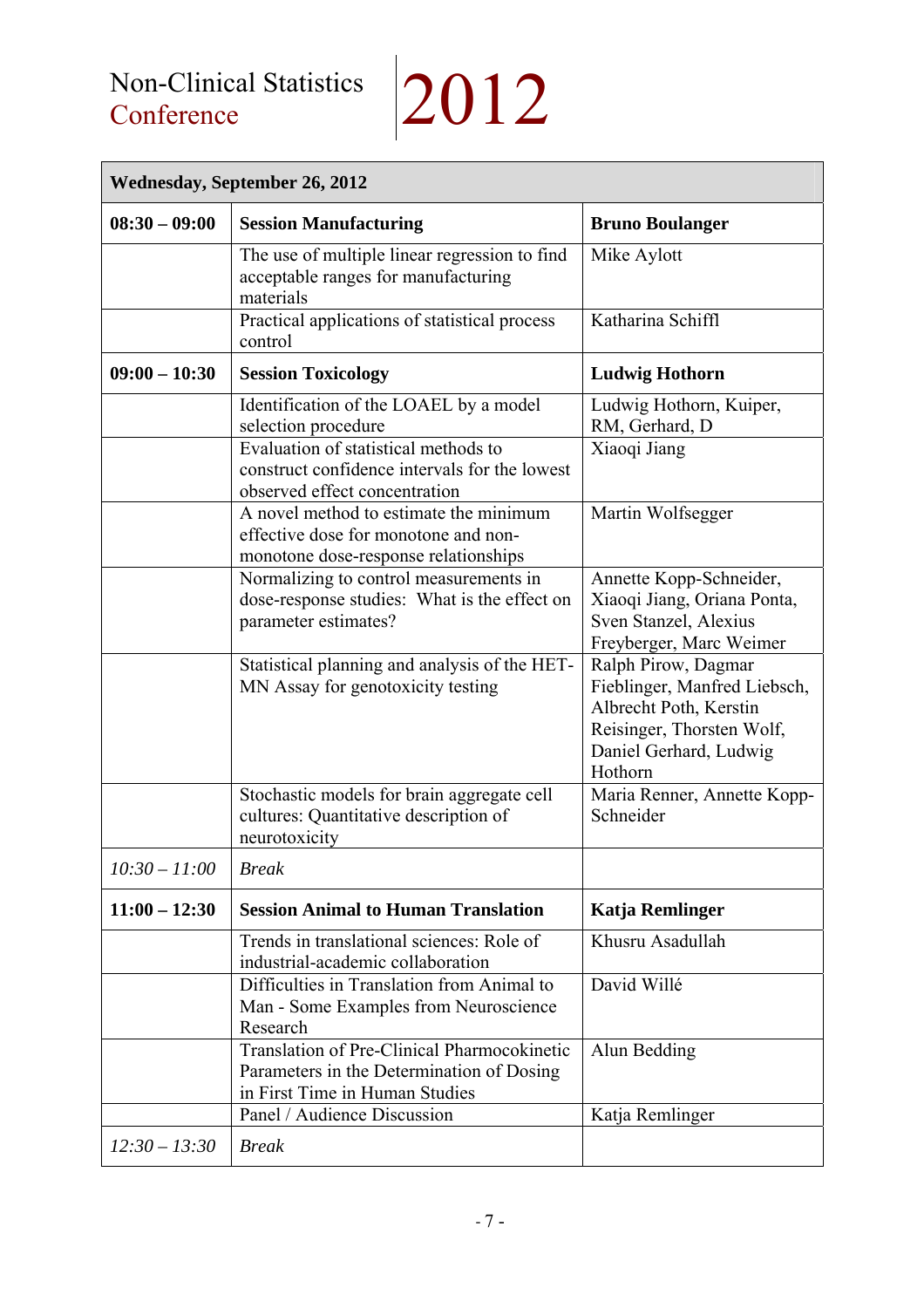Non-Clinical Statistics Conference **2012**

| **Wednesday, September 26, 2012** | | |
|---|---|---|
| **08:30 – 09:00** | **Session Manufacturing** | **Bruno Boulanger** |
| | The use of multiple linear regression to find acceptable ranges for manufacturing materials | Mike Aylott |
| | Practical applications of statistical process control | Katharina Schiffl |
| **09:00 – 10:30** | **Session Toxicology** | **Ludwig Hothorn** |
| | Identification of the LOAEL by a model selection procedure | Ludwig Hothorn, Kuiper, RM, Gerhard, D |
| | Evaluation of statistical methods to construct confidence intervals for the lowest observed effect concentration | Xiaoqi Jiang |
| | A novel method to estimate the minimum effective dose for monotone and non-monotone dose-response relationships | Martin Wolfsegger |
| | Normalizing to control measurements in dose-response studies: What is the effect on parameter estimates? | Annette Kopp-Schneider, Xiaoqi Jiang, Oriana Ponta, Sven Stanzel, Alexius Freyberger, Marc Weimer |
| | Statistical planning and analysis of the HET-MN Assay for genotoxicity testing | Ralph Pirow, Dagmar Fieblinger, Manfred Liebsch, Albrecht Poth, Kerstin Reisinger, Thorsten Wolf, Daniel Gerhard, Ludwig Hothorn |
| | Stochastic models for brain aggregate cell cultures: Quantitative description of neurotoxicity | Maria Renner, Annette Kopp-Schneider |
| *10:30 – 11:00* | *Break* | |
| **11:00 – 12:30** | **Session Animal to Human Translation** | **Katja Remlinger** |
| | Trends in translational sciences: Role of industrial-academic collaboration | Khusru Asadullah |
| | Difficulties in Translation from Animal to Man - Some Examples from Neuroscience Research | David Willé |
| | Translation of Pre-Clinical Pharmocokinetic Parameters in the Determination of Dosing in First Time in Human Studies | Alun Bedding |
| | Panel / Audience Discussion | Katja Remlinger |
| *12:30 – 13:30* | *Break* | |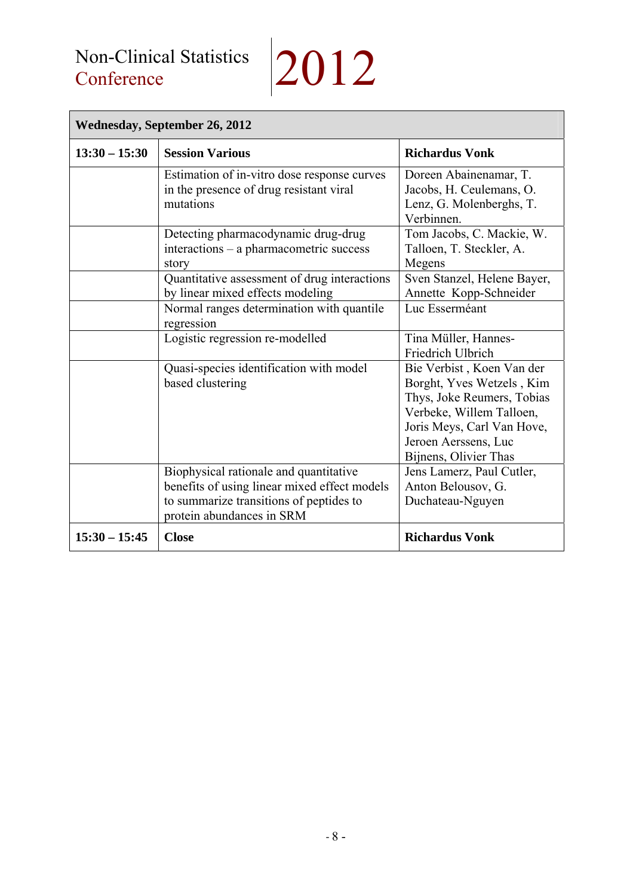| **Wednesday, September 26, 2012** | | |
|---|---|---|
| **13:30 – 15:30** | **Session Various** | **Richardus Vonk** |
| | Estimation of in-vitro dose response curves in the presence of drug resistant viral mutations | Doreen Abainenamar, T. Jacobs, H. Ceulemans, O. Lenz, G. Molenberghs, T. Verbinnen. |
| | Detecting pharmacodynamic drug-drug interactions – a pharmacometric success story | Tom Jacobs, C. Mackie, W. Talloen, T. Steckler, A. Megens |
| | Quantitative assessment of drug interactions by linear mixed effects modeling | Sven Stanzel, Helene Bayer, Annette Kopp-Schneider |
| | Normal ranges determination with quantile regression | Luc Esserméant |
| | Logistic regression re-modelled | Tina Müller, Hannes-Friedrich Ulbrich |
| | Quasi-species identification with model based clustering | Bie Verbist , Koen Van der Borght, Yves Wetzels , Kim Thys, Joke Reumers, Tobias Verbeke, Willem Talloen, Joris Meys, Carl Van Hove, Jeroen Aerssens, Luc Bijnens, Olivier Thas |
| | Biophysical rationale and quantitative benefits of using linear mixed effect models to summarize transitions of peptides to protein abundances in SRM | Jens Lamerz, Paul Cutler, Anton Belousov, G. Duchateau-Nguyen |
| **15:30 – 15:45** | **Close** | **Richardus Vonk** |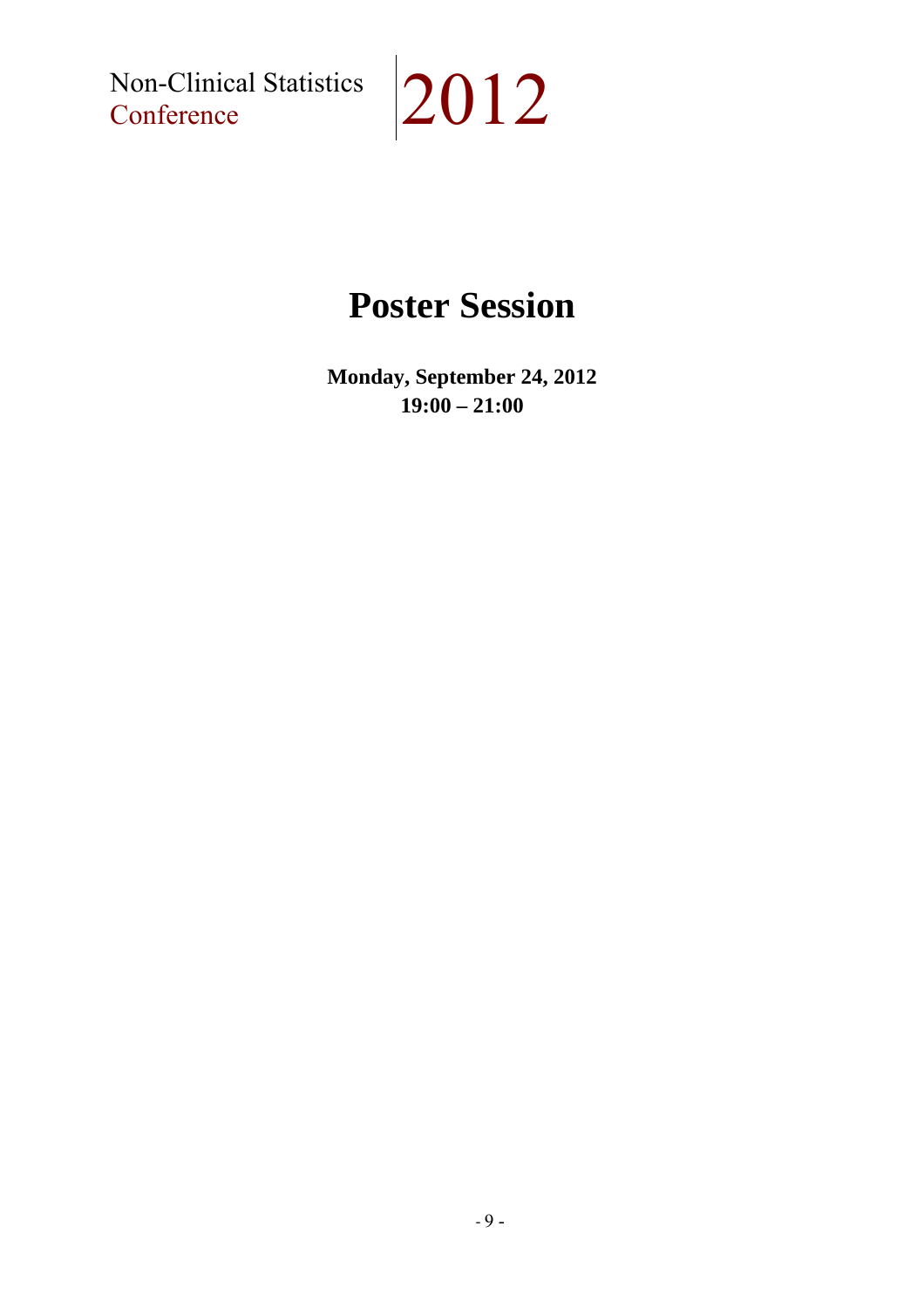# Poster Session

**Monday, September 24, 2012**
**19:00 – 21:00**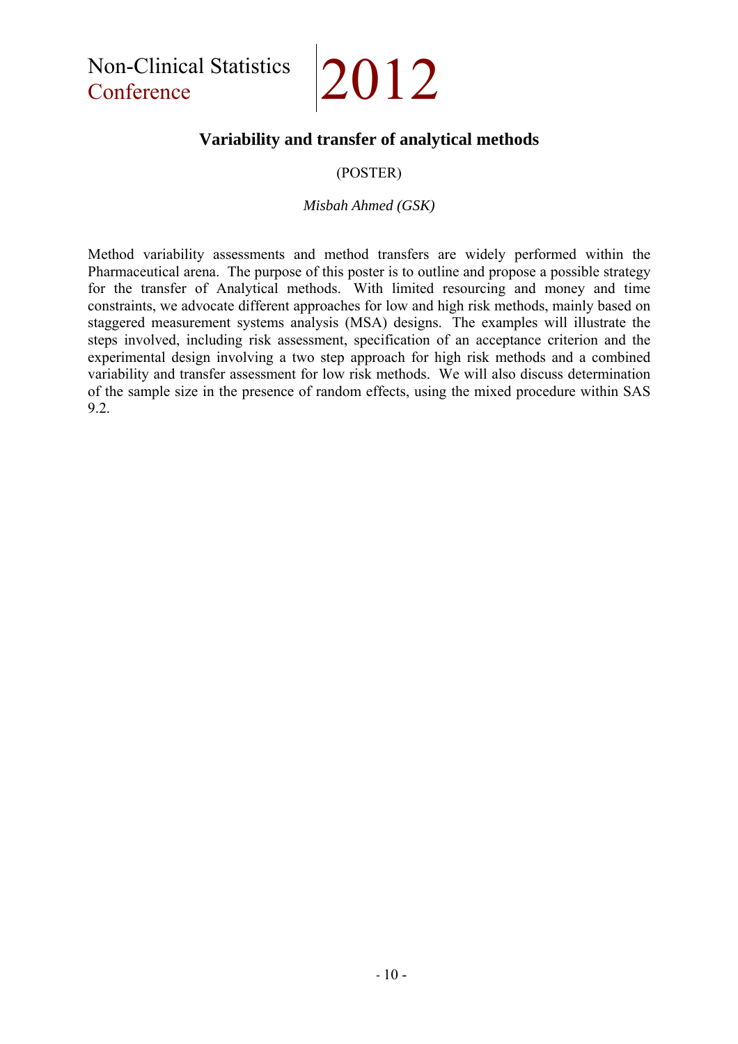## Variability and transfer of analytical methods

(POSTER)

*Misbah Ahmed (GSK)*

Method variability assessments and method transfers are widely performed within the Pharmaceutical arena. The purpose of this poster is to outline and propose a possible strategy for the transfer of Analytical methods. With limited resourcing and money and time constraints, we advocate different approaches for low and high risk methods, mainly based on staggered measurement systems analysis (MSA) designs. The examples will illustrate the steps involved, including risk assessment, specification of an acceptance criterion and the experimental design involving a two step approach for high risk methods and a combined variability and transfer assessment for low risk methods. We will also discuss determination of the sample size in the presence of random effects, using the mixed procedure within SAS 9.2.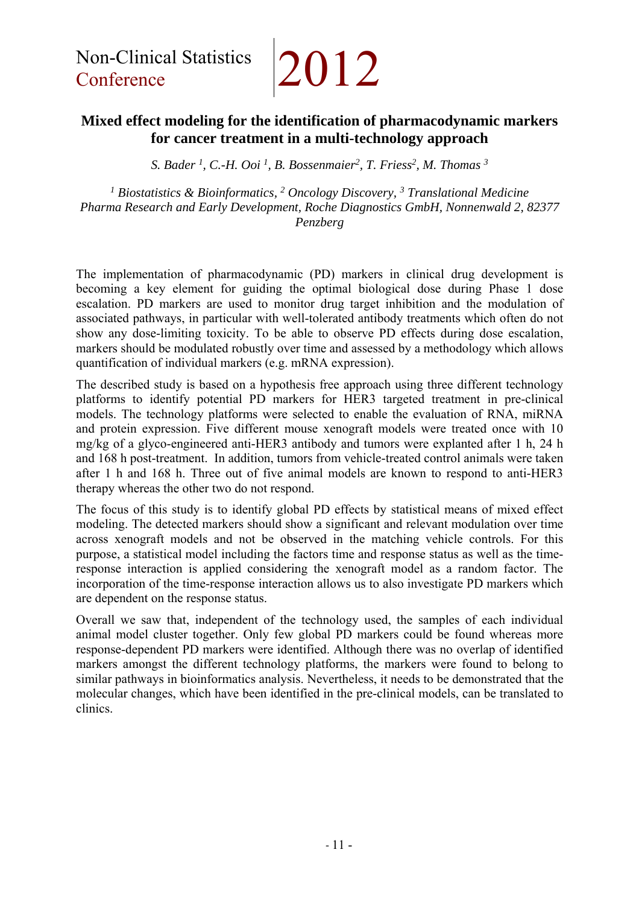## Mixed effect modeling for the identification of pharmacodynamic markers for cancer treatment in a multi-technology approach

*S. Bader [1], C.-H. Ooi [1], B. Bossenmaier[2], T. Friess[2], M. Thomas [3]*

*[1] Biostatistics & Bioinformatics, [2] Oncology Discovery, [3] Translational Medicine Pharma Research and Early Development, Roche Diagnostics GmbH, Nonnenwald 2, 82377 Penzberg*

The implementation of pharmacodynamic (PD) markers in clinical drug development is becoming a key element for guiding the optimal biological dose during Phase 1 dose escalation. PD markers are used to monitor drug target inhibition and the modulation of associated pathways, in particular with well-tolerated antibody treatments which often do not show any dose-limiting toxicity. To be able to observe PD effects during dose escalation, markers should be modulated robustly over time and assessed by a methodology which allows quantification of individual markers (e.g. mRNA expression).

The described study is based on a hypothesis free approach using three different technology platforms to identify potential PD markers for HER3 targeted treatment in pre-clinical models. The technology platforms were selected to enable the evaluation of RNA, miRNA and protein expression. Five different mouse xenograft models were treated once with 10 mg/kg of a glyco-engineered anti-HER3 antibody and tumors were explanted after 1 h, 24 h and 168 h post-treatment. In addition, tumors from vehicle-treated control animals were taken after 1 h and 168 h. Three out of five animal models are known to respond to anti-HER3 therapy whereas the other two do not respond.

The focus of this study is to identify global PD effects by statistical means of mixed effect modeling. The detected markers should show a significant and relevant modulation over time across xenograft models and not be observed in the matching vehicle controls. For this purpose, a statistical model including the factors time and response status as well as the time-response interaction is applied considering the xenograft model as a random factor. The incorporation of the time-response interaction allows us to also investigate PD markers which are dependent on the response status.

Overall we saw that, independent of the technology used, the samples of each individual animal model cluster together. Only few global PD markers could be found whereas more response-dependent PD markers were identified. Although there was no overlap of identified markers amongst the different technology platforms, the markers were found to belong to similar pathways in bioinformatics analysis. Nevertheless, it needs to be demonstrated that the molecular changes, which have been identified in the pre-clinical models, can be translated to clinics.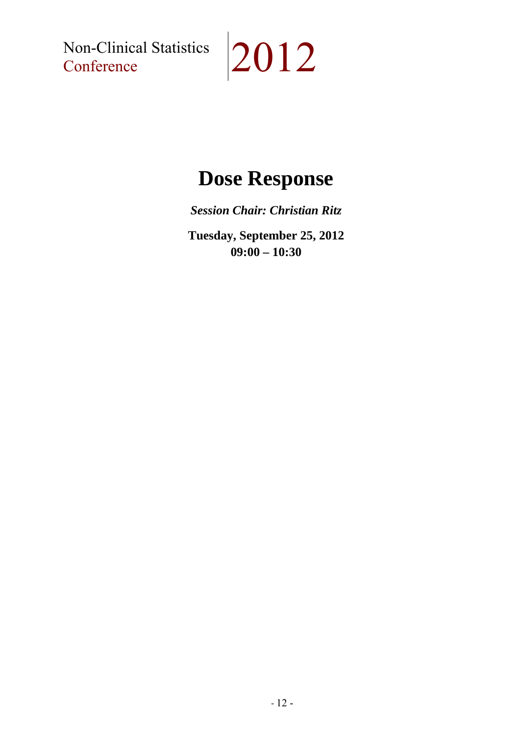# Dose Response

***Session Chair: Christian Ritz***

**Tuesday, September 25, 2012**
**09:00 – 10:30**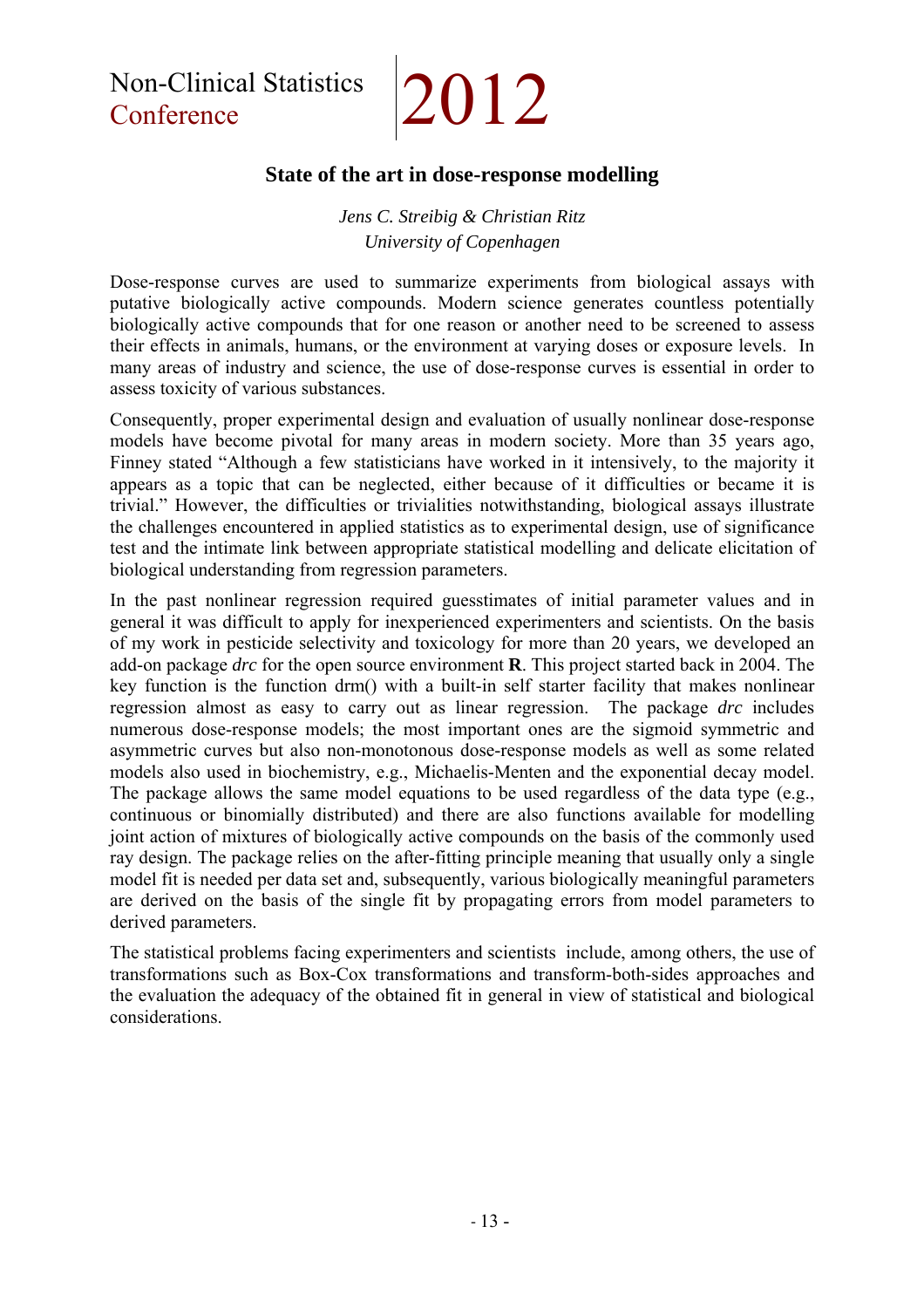# State of the art in dose-response modelling

*Jens C. Streibig & Christian Ritz*
*University of Copenhagen*

Dose-response curves are used to summarize experiments from biological assays with putative biologically active compounds. Modern science generates countless potentially biologically active compounds that for one reason or another need to be screened to assess their effects in animals, humans, or the environment at varying doses or exposure levels. In many areas of industry and science, the use of dose-response curves is essential in order to assess toxicity of various substances.

Consequently, proper experimental design and evaluation of usually nonlinear dose-response models have become pivotal for many areas in modern society. More than 35 years ago, Finney stated "Although a few statisticians have worked in it intensively, to the majority it appears as a topic that can be neglected, either because of it difficulties or became it is trivial." However, the difficulties or trivialities notwithstanding, biological assays illustrate the challenges encountered in applied statistics as to experimental design, use of significance test and the intimate link between appropriate statistical modelling and delicate elicitation of biological understanding from regression parameters.

In the past nonlinear regression required guesstimates of initial parameter values and in general it was difficult to apply for inexperienced experimenters and scientists. On the basis of my work in pesticide selectivity and toxicology for more than 20 years, we developed an add-on package *drc* for the open source environment **R**. This project started back in 2004. The key function is the function drm() with a built-in self starter facility that makes nonlinear regression almost as easy to carry out as linear regression. The package *drc* includes numerous dose-response models; the most important ones are the sigmoid symmetric and asymmetric curves but also non-monotonous dose-response models as well as some related models also used in biochemistry, e.g., Michaelis-Menten and the exponential decay model. The package allows the same model equations to be used regardless of the data type (e.g., continuous or binomially distributed) and there are also functions available for modelling joint action of mixtures of biologically active compounds on the basis of the commonly used ray design. The package relies on the after-fitting principle meaning that usually only a single model fit is needed per data set and, subsequently, various biologically meaningful parameters are derived on the basis of the single fit by propagating errors from model parameters to derived parameters.

The statistical problems facing experimenters and scientists include, among others, the use of transformations such as Box-Cox transformations and transform-both-sides approaches and the evaluation the adequacy of the obtained fit in general in view of statistical and biological considerations.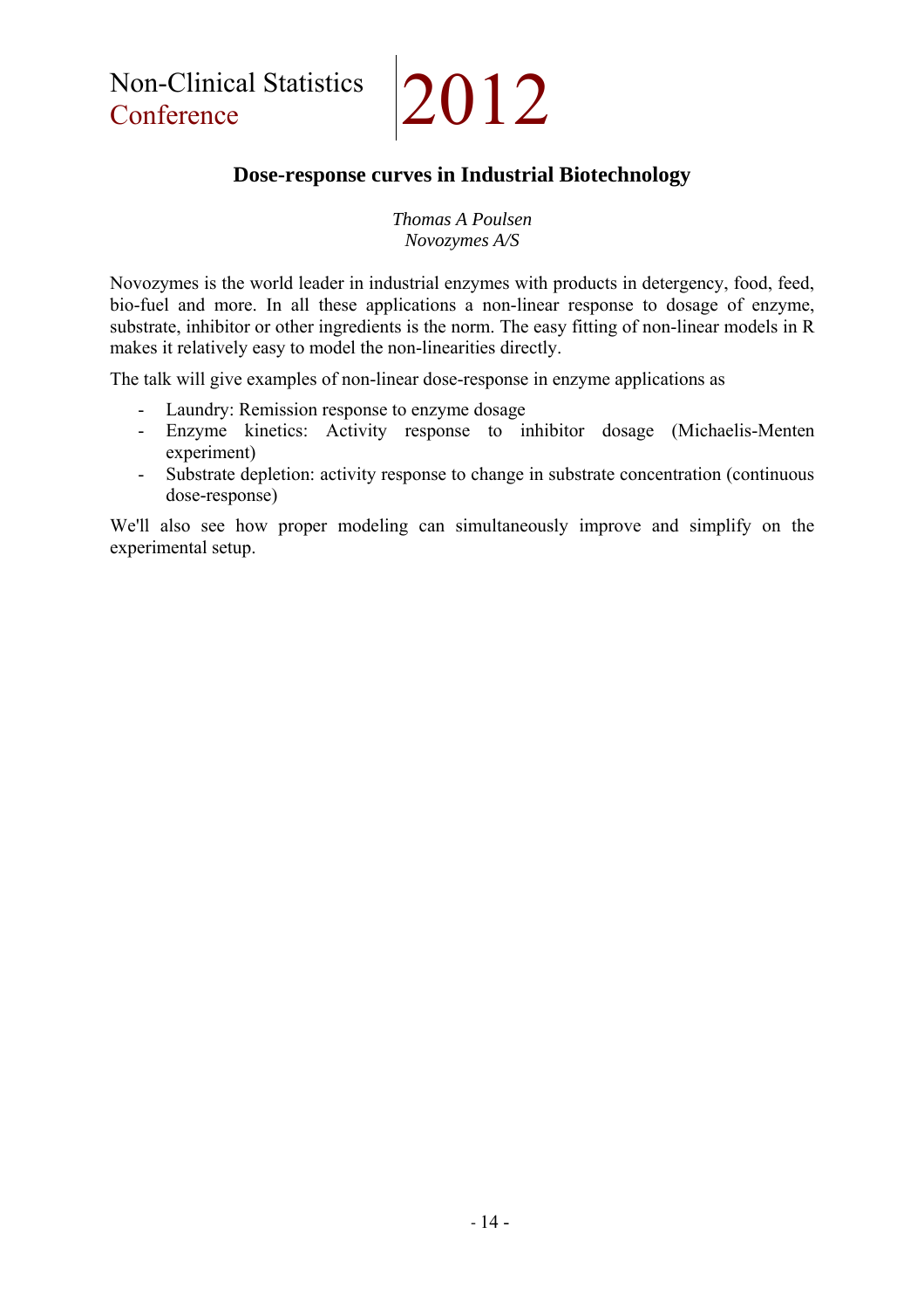## Dose-response curves in Industrial Biotechnology

*Thomas A Poulsen*
*Novozymes A/S*

Novozymes is the world leader in industrial enzymes with products in detergency, food, feed, bio-fuel and more. In all these applications a non-linear response to dosage of enzyme, substrate, inhibitor or other ingredients is the norm. The easy fitting of non-linear models in R makes it relatively easy to model the non-linearities directly.

The talk will give examples of non-linear dose-response in enzyme applications as

- Laundry: Remission response to enzyme dosage
- Enzyme kinetics: Activity response to inhibitor dosage (Michaelis-Menten experiment)
- Substrate depletion: activity response to change in substrate concentration (continuous dose-response)

We'll also see how proper modeling can simultaneously improve and simplify on the experimental setup.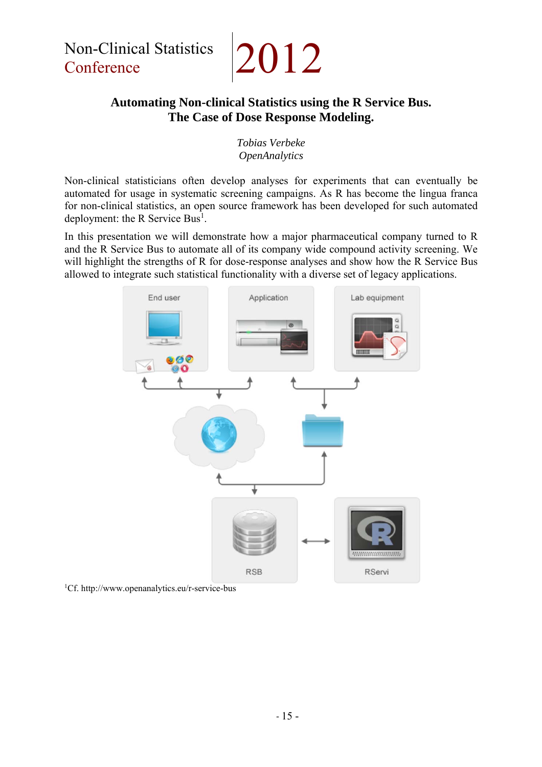# Automating Non-clinical Statistics using the R Service Bus. The Case of Dose Response Modeling.

*Tobias Verbeke*
*OpenAnalytics*

Non-clinical statisticians often develop analyses for experiments that can eventually be automated for usage in systematic screening campaigns. As R has become the lingua franca for non-clinical statistics, an open source framework has been developed for such automated deployment: the R Service Bus[1].

In this presentation we will demonstrate how a major pharmaceutical company turned to R and the R Service Bus to automate all of its company wide compound activity screening. We will highlight the strengths of R for dose-response analyses and show how the R Service Bus allowed to integrate such statistical functionality with a diverse set of legacy applications.

[1]Cf. http://www.openanalytics.eu/r-service-bus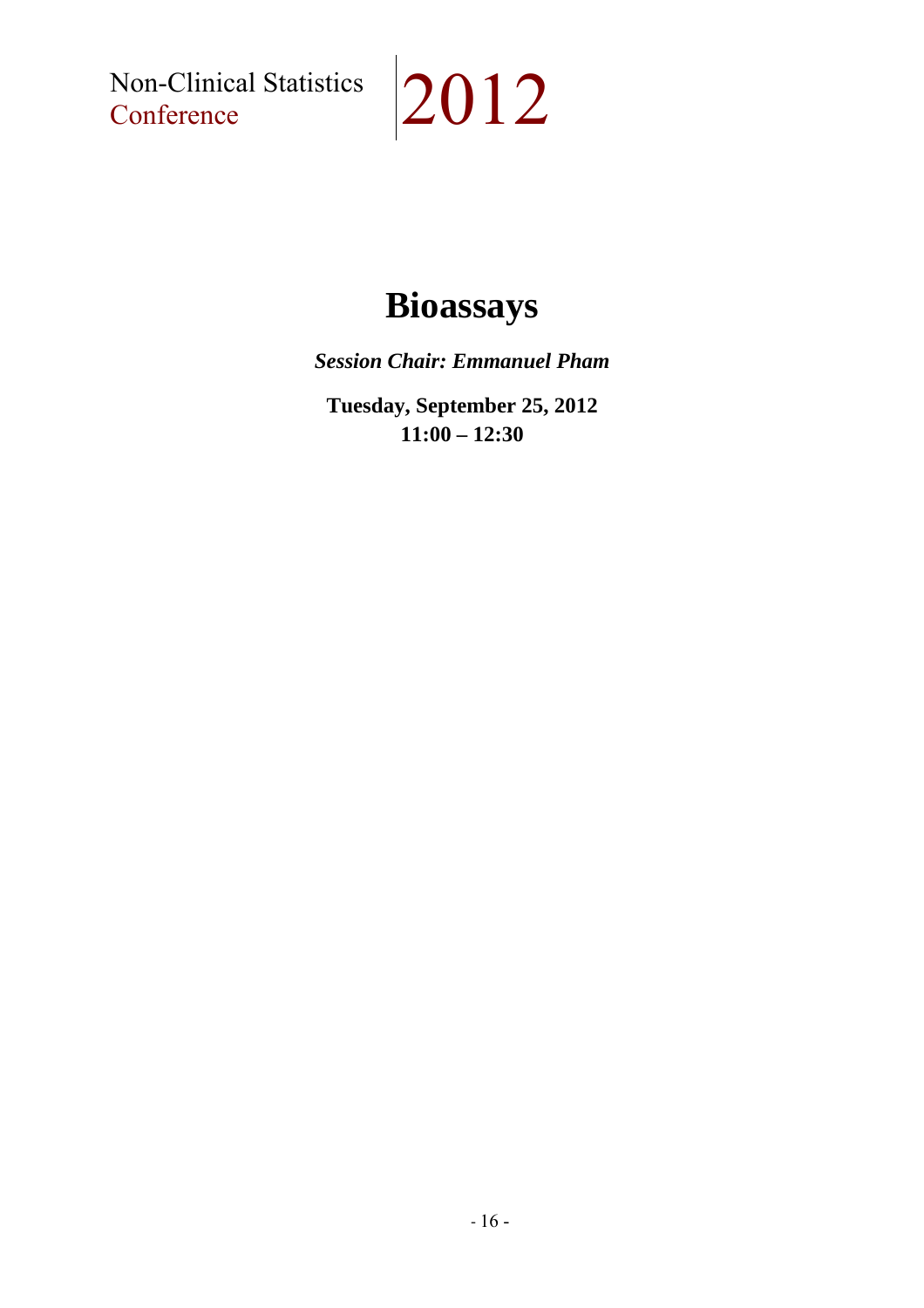# Bioassays

***Session Chair: Emmanuel Pham***

**Tuesday, September 25, 2012**
**11:00 – 12:30**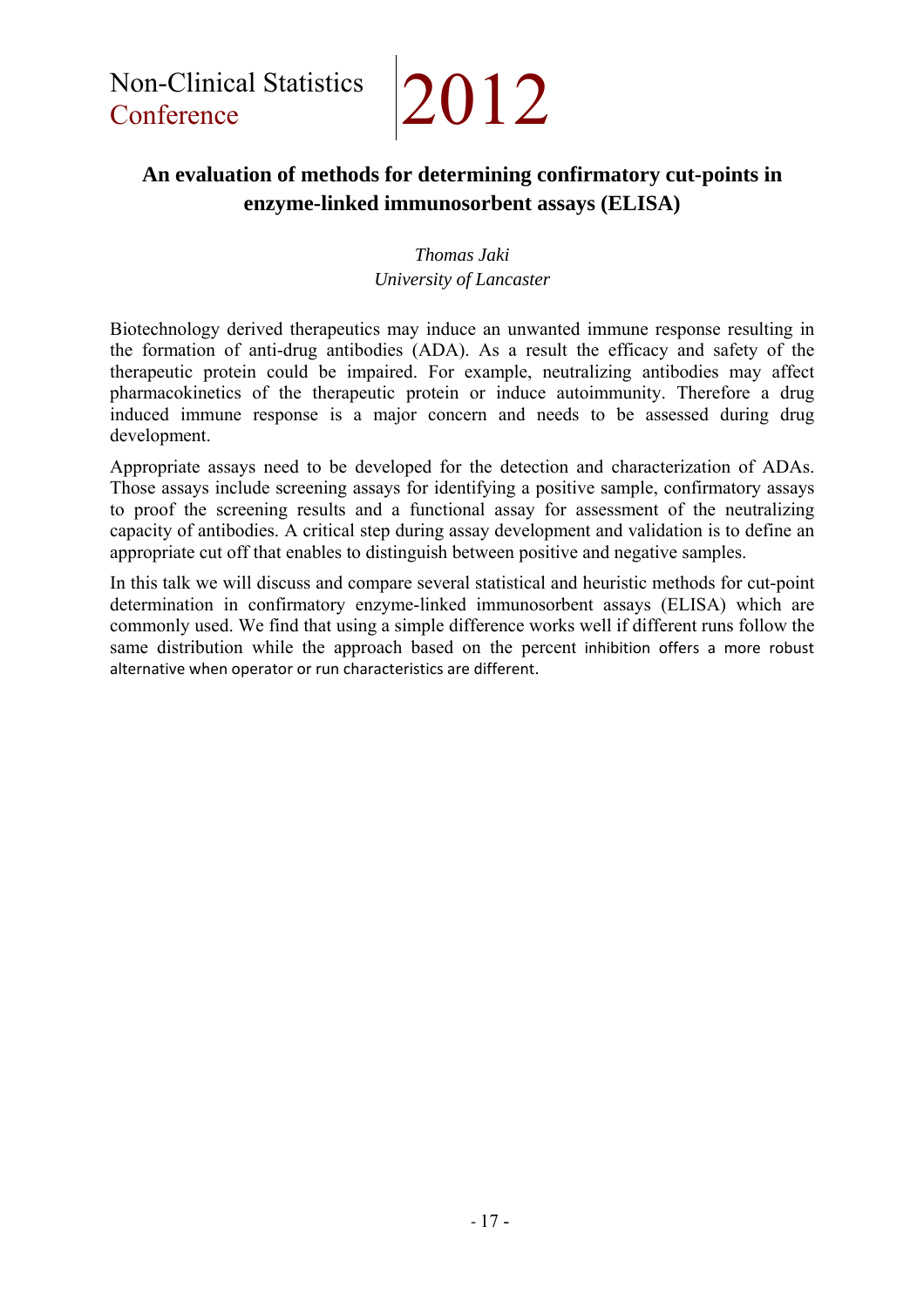## An evaluation of methods for determining confirmatory cut-points in enzyme-linked immunosorbent assays (ELISA)

*Thomas Jaki*
*University of Lancaster*

Biotechnology derived therapeutics may induce an unwanted immune response resulting in the formation of anti-drug antibodies (ADA). As a result the efficacy and safety of the therapeutic protein could be impaired. For example, neutralizing antibodies may affect pharmacokinetics of the therapeutic protein or induce autoimmunity. Therefore a drug induced immune response is a major concern and needs to be assessed during drug development.

Appropriate assays need to be developed for the detection and characterization of ADAs. Those assays include screening assays for identifying a positive sample, confirmatory assays to proof the screening results and a functional assay for assessment of the neutralizing capacity of antibodies. A critical step during assay development and validation is to define an appropriate cut off that enables to distinguish between positive and negative samples.

In this talk we will discuss and compare several statistical and heuristic methods for cut-point determination in confirmatory enzyme-linked immunosorbent assays (ELISA) which are commonly used. We find that using a simple difference works well if different runs follow the same distribution while the approach based on the percent inhibition offers a more robust alternative when operator or run characteristics are different.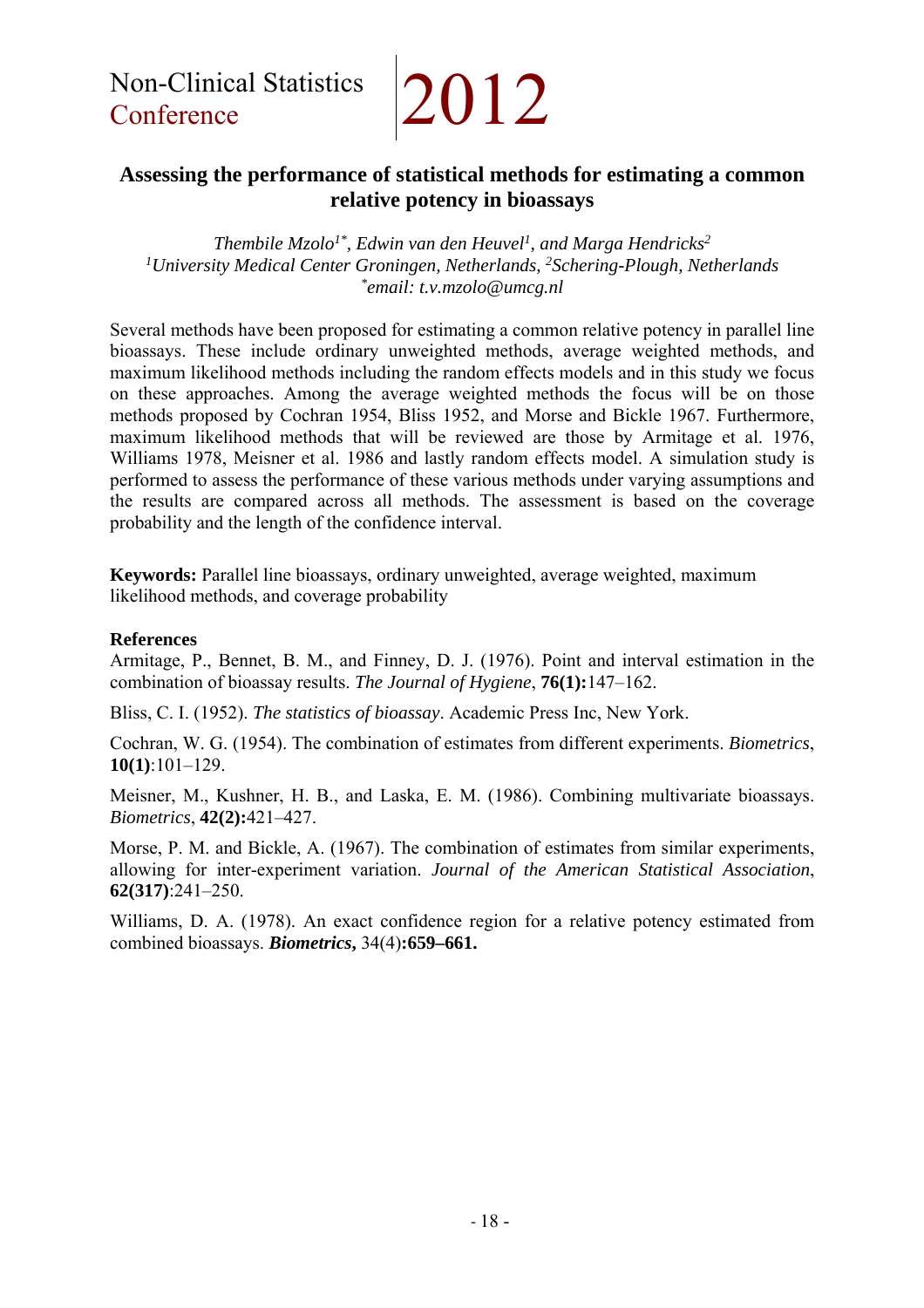## Assessing the performance of statistical methods for estimating a common relative potency in bioassays

*Thembile Mzolo[1*], Edwin van den Heuvel[1], and Marga Hendricks[2]*
*[1]University Medical Center Groningen, Netherlands, [2]Schering-Plough, Netherlands*
*[*]email: t.v.mzolo@umcg.nl*

Several methods have been proposed for estimating a common relative potency in parallel line bioassays. These include ordinary unweighted methods, average weighted methods, and maximum likelihood methods including the random effects models and in this study we focus on these approaches. Among the average weighted methods the focus will be on those methods proposed by Cochran 1954, Bliss 1952, and Morse and Bickle 1967. Furthermore, maximum likelihood methods that will be reviewed are those by Armitage et al. 1976, Williams 1978, Meisner et al. 1986 and lastly random effects model. A simulation study is performed to assess the performance of these various methods under varying assumptions and the results are compared across all methods. The assessment is based on the coverage probability and the length of the confidence interval.

**Keywords:** Parallel line bioassays, ordinary unweighted, average weighted, maximum likelihood methods, and coverage probability

**References**

Armitage, P., Bennet, B. M., and Finney, D. J. (1976). Point and interval estimation in the combination of bioassay results. *The Journal of Hygiene*, **76(1):**147–162.

Bliss, C. I. (1952). *The statistics of bioassay*. Academic Press Inc, New York.

Cochran, W. G. (1954). The combination of estimates from different experiments. *Biometrics*, **10(1)**:101–129.

Meisner, M., Kushner, H. B., and Laska, E. M. (1986). Combining multivariate bioassays. *Biometrics*, **42(2):**421–427.

Morse, P. M. and Bickle, A. (1967). The combination of estimates from similar experiments, allowing for inter-experiment variation. *Journal of the American Statistical Association*, **62(317)**:241–250.

Williams, D. A. (1978). An exact confidence region for a relative potency estimated from combined bioassays. ***Biometrics,*** 34(4)**:659–661.**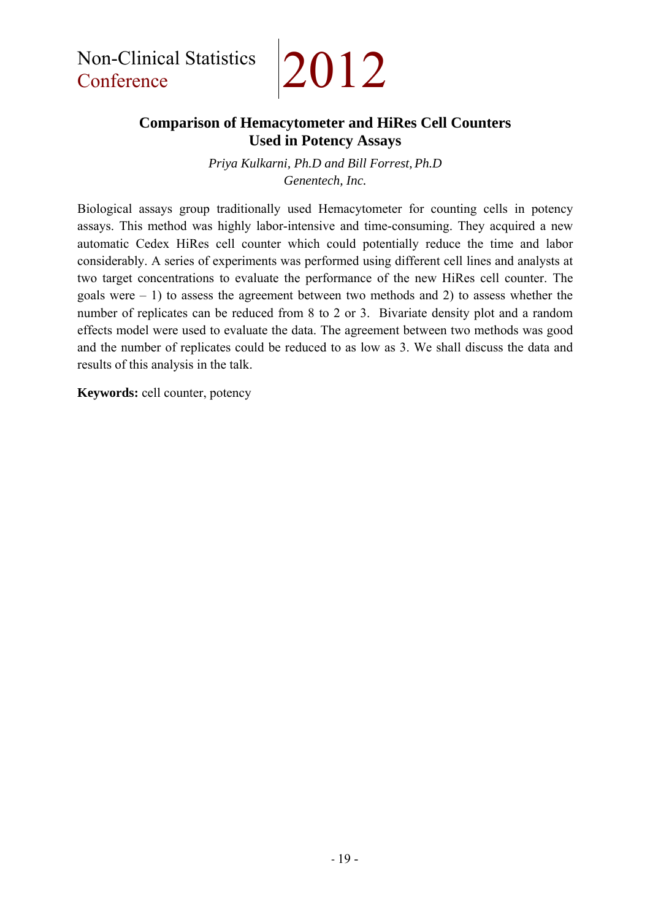## Comparison of Hemacytometer and HiRes Cell Counters Used in Potency Assays

*Priya Kulkarni, Ph.D and Bill Forrest, Ph.D*
*Genentech, Inc.*

Biological assays group traditionally used Hemacytometer for counting cells in potency assays. This method was highly labor-intensive and time-consuming. They acquired a new automatic Cedex HiRes cell counter which could potentially reduce the time and labor considerably. A series of experiments was performed using different cell lines and analysts at two target concentrations to evaluate the performance of the new HiRes cell counter. The goals were – 1) to assess the agreement between two methods and 2) to assess whether the number of replicates can be reduced from 8 to 2 or 3. Bivariate density plot and a random effects model were used to evaluate the data. The agreement between two methods was good and the number of replicates could be reduced to as low as 3. We shall discuss the data and results of this analysis in the talk.

**Keywords:** cell counter, potency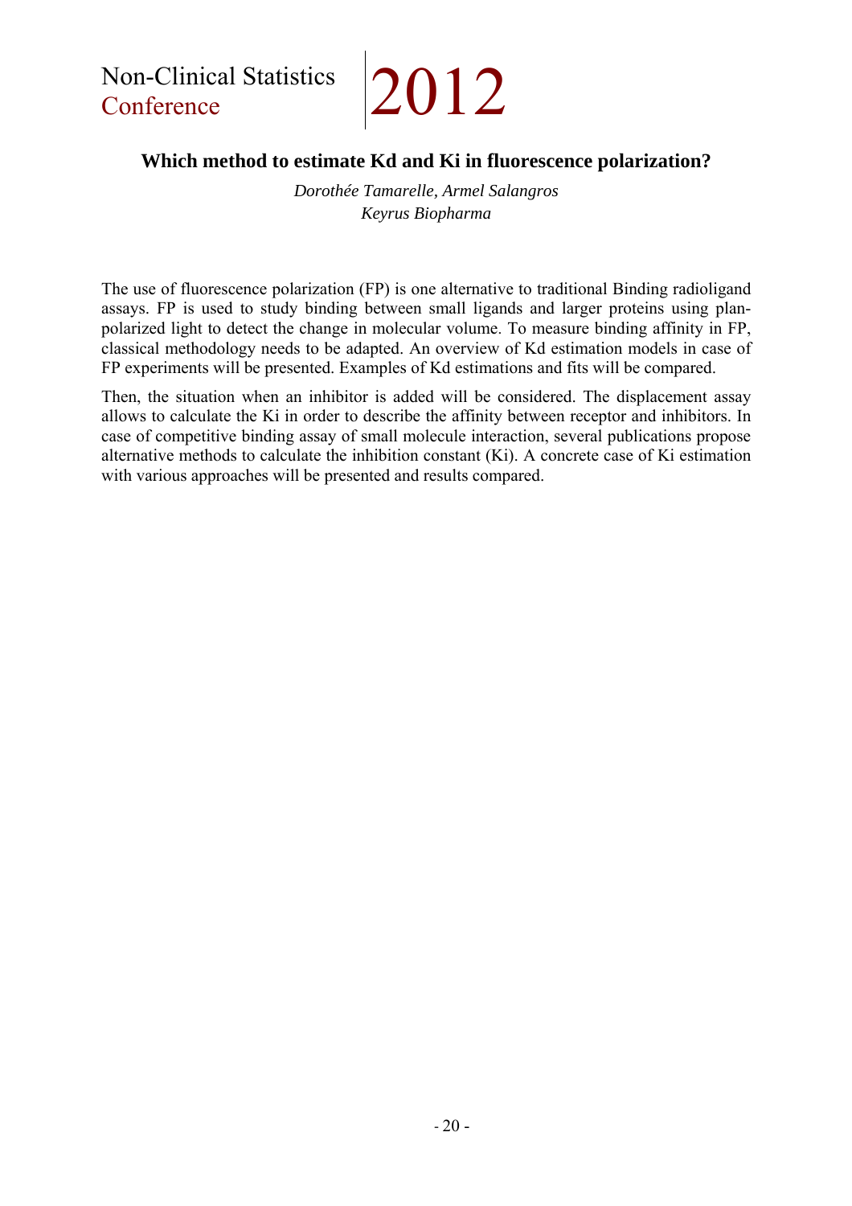## Which method to estimate Kd and Ki in fluorescence polarization?

*Dorothée Tamarelle, Armel Salangros*
*Keyrus Biopharma*

The use of fluorescence polarization (FP) is one alternative to traditional Binding radioligand assays. FP is used to study binding between small ligands and larger proteins using plan-polarized light to detect the change in molecular volume. To measure binding affinity in FP, classical methodology needs to be adapted. An overview of Kd estimation models in case of FP experiments will be presented. Examples of Kd estimations and fits will be compared.

Then, the situation when an inhibitor is added will be considered. The displacement assay allows to calculate the Ki in order to describe the affinity between receptor and inhibitors. In case of competitive binding assay of small molecule interaction, several publications propose alternative methods to calculate the inhibition constant (Ki). A concrete case of Ki estimation with various approaches will be presented and results compared.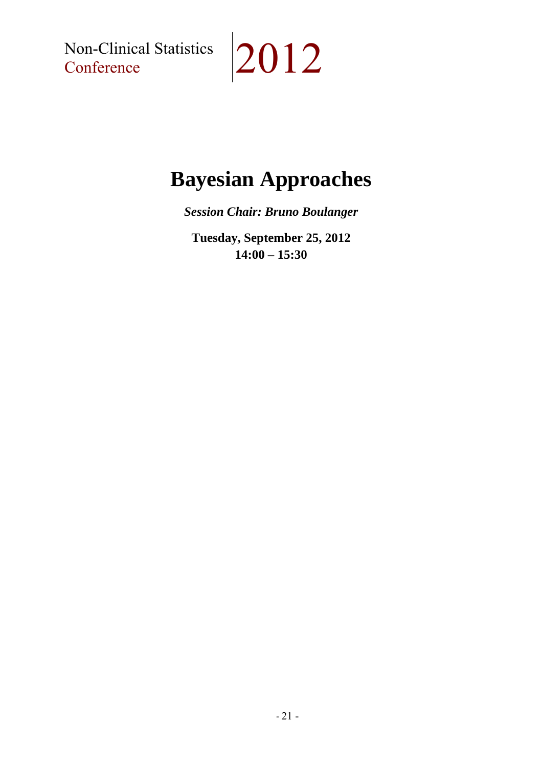# Bayesian Approaches

***Session Chair: Bruno Boulanger***

**Tuesday, September 25, 2012**
**14:00 – 15:30**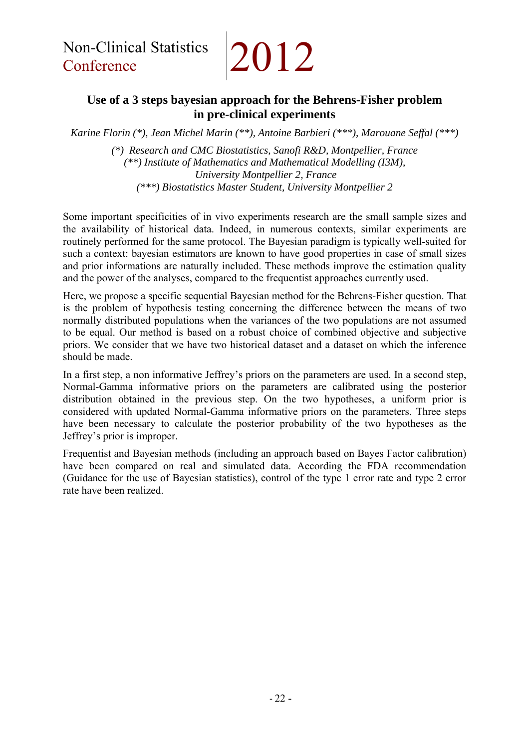## Use of a 3 steps bayesian approach for the Behrens-Fisher problem in pre-clinical experiments

*Karine Florin (\*), Jean Michel Marin (\*\*), Antoine Barbieri (\*\*\*), Marouane Seffal (\*\*\*)*

*(\*) Research and CMC Biostatistics, Sanofi R&D, Montpellier, France*
*(\*\*) Institute of Mathematics and Mathematical Modelling (I3M), University Montpellier 2, France*
*(\*\*\*) Biostatistics Master Student, University Montpellier 2*

Some important specificities of in vivo experiments research are the small sample sizes and the availability of historical data. Indeed, in numerous contexts, similar experiments are routinely performed for the same protocol. The Bayesian paradigm is typically well-suited for such a context: bayesian estimators are known to have good properties in case of small sizes and prior informations are naturally included. These methods improve the estimation quality and the power of the analyses, compared to the frequentist approaches currently used.

Here, we propose a specific sequential Bayesian method for the Behrens-Fisher question. That is the problem of hypothesis testing concerning the difference between the means of two normally distributed populations when the variances of the two populations are not assumed to be equal. Our method is based on a robust choice of combined objective and subjective priors. We consider that we have two historical dataset and a dataset on which the inference should be made.

In a first step, a non informative Jeffrey's priors on the parameters are used. In a second step, Normal-Gamma informative priors on the parameters are calibrated using the posterior distribution obtained in the previous step. On the two hypotheses, a uniform prior is considered with updated Normal-Gamma informative priors on the parameters. Three steps have been necessary to calculate the posterior probability of the two hypotheses as the Jeffrey's prior is improper.

Frequentist and Bayesian methods (including an approach based on Bayes Factor calibration) have been compared on real and simulated data. According the FDA recommendation (Guidance for the use of Bayesian statistics), control of the type 1 error rate and type 2 error rate have been realized.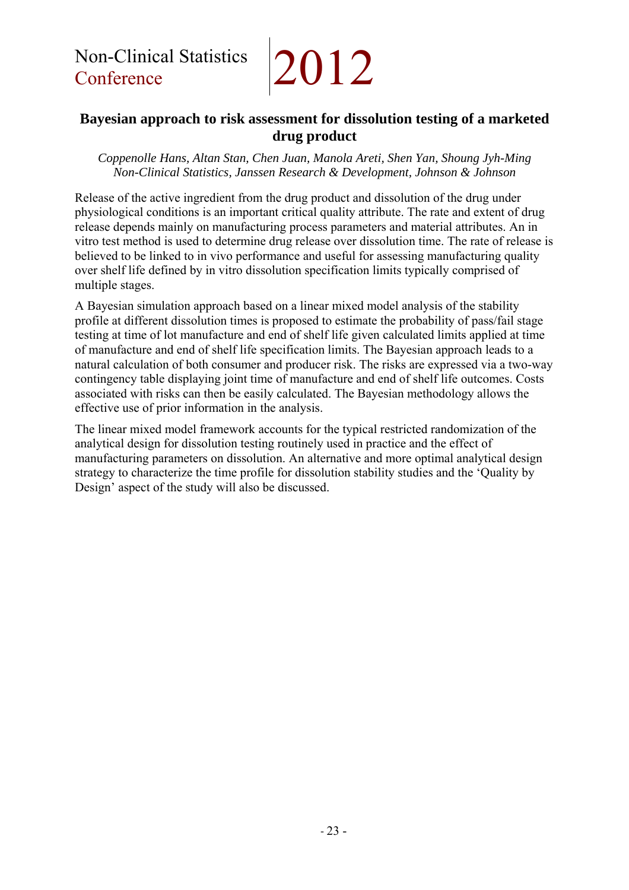## Bayesian approach to risk assessment for dissolution testing of a marketed drug product

*Coppenolle Hans, Altan Stan, Chen Juan, Manola Areti, Shen Yan, Shoung Jyh-Ming*
*Non-Clinical Statistics, Janssen Research & Development, Johnson & Johnson*

Release of the active ingredient from the drug product and dissolution of the drug under physiological conditions is an important critical quality attribute. The rate and extent of drug release depends mainly on manufacturing process parameters and material attributes. An in vitro test method is used to determine drug release over dissolution time. The rate of release is believed to be linked to in vivo performance and useful for assessing manufacturing quality over shelf life defined by in vitro dissolution specification limits typically comprised of multiple stages.

A Bayesian simulation approach based on a linear mixed model analysis of the stability profile at different dissolution times is proposed to estimate the probability of pass/fail stage testing at time of lot manufacture and end of shelf life given calculated limits applied at time of manufacture and end of shelf life specification limits. The Bayesian approach leads to a natural calculation of both consumer and producer risk. The risks are expressed via a two-way contingency table displaying joint time of manufacture and end of shelf life outcomes. Costs associated with risks can then be easily calculated. The Bayesian methodology allows the effective use of prior information in the analysis.

The linear mixed model framework accounts for the typical restricted randomization of the analytical design for dissolution testing routinely used in practice and the effect of manufacturing parameters on dissolution. An alternative and more optimal analytical design strategy to characterize the time profile for dissolution stability studies and the 'Quality by Design' aspect of the study will also be discussed.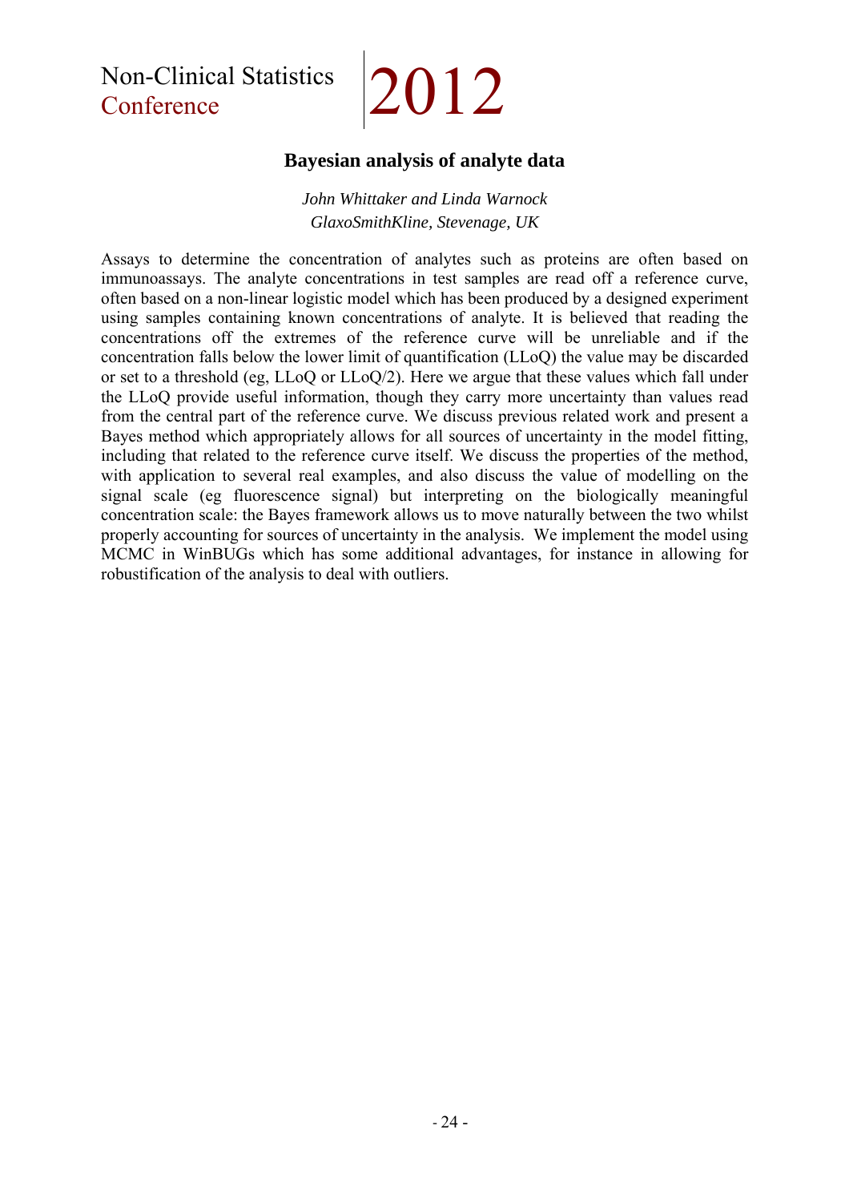## Bayesian analysis of analyte data

*John Whittaker and Linda Warnock*
*GlaxoSmithKline, Stevenage, UK*

Assays to determine the concentration of analytes such as proteins are often based on immunoassays. The analyte concentrations in test samples are read off a reference curve, often based on a non-linear logistic model which has been produced by a designed experiment using samples containing known concentrations of analyte. It is believed that reading the concentrations off the extremes of the reference curve will be unreliable and if the concentration falls below the lower limit of quantification (LLoQ) the value may be discarded or set to a threshold (eg, LLoQ or LLoQ/2). Here we argue that these values which fall under the LLoQ provide useful information, though they carry more uncertainty than values read from the central part of the reference curve. We discuss previous related work and present a Bayes method which appropriately allows for all sources of uncertainty in the model fitting, including that related to the reference curve itself. We discuss the properties of the method, with application to several real examples, and also discuss the value of modelling on the signal scale (eg fluorescence signal) but interpreting on the biologically meaningful concentration scale: the Bayes framework allows us to move naturally between the two whilst properly accounting for sources of uncertainty in the analysis. We implement the model using MCMC in WinBUGs which has some additional advantages, for instance in allowing for robustification of the analysis to deal with outliers.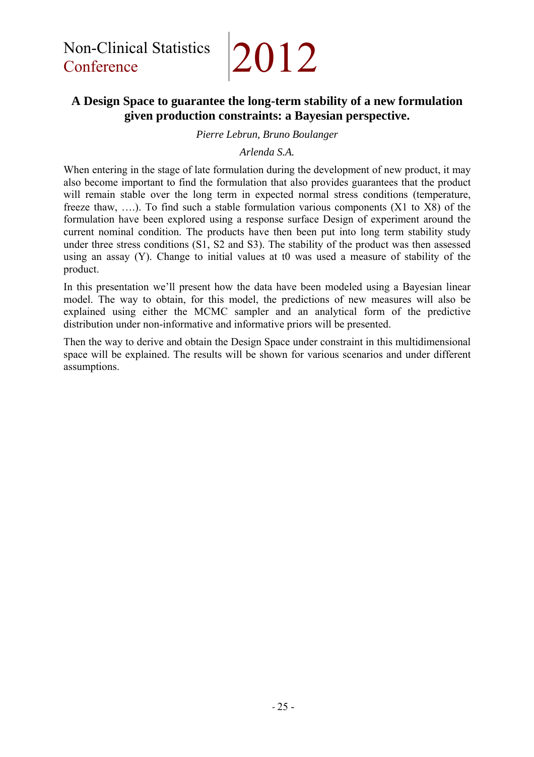## A Design Space to guarantee the long-term stability of a new formulation given production constraints: a Bayesian perspective.

*Pierre Lebrun, Bruno Boulanger*

*Arlenda S.A.*

When entering in the stage of late formulation during the development of new product, it may also become important to find the formulation that also provides guarantees that the product will remain stable over the long term in expected normal stress conditions (temperature, freeze thaw, ….). To find such a stable formulation various components (X1 to X8) of the formulation have been explored using a response surface Design of experiment around the current nominal condition. The products have then been put into long term stability study under three stress conditions (S1, S2 and S3). The stability of the product was then assessed using an assay (Y). Change to initial values at t0 was used a measure of stability of the product.

In this presentation we'll present how the data have been modeled using a Bayesian linear model. The way to obtain, for this model, the predictions of new measures will also be explained using either the MCMC sampler and an analytical form of the predictive distribution under non-informative and informative priors will be presented.

Then the way to derive and obtain the Design Space under constraint in this multidimensional space will be explained. The results will be shown for various scenarios and under different assumptions.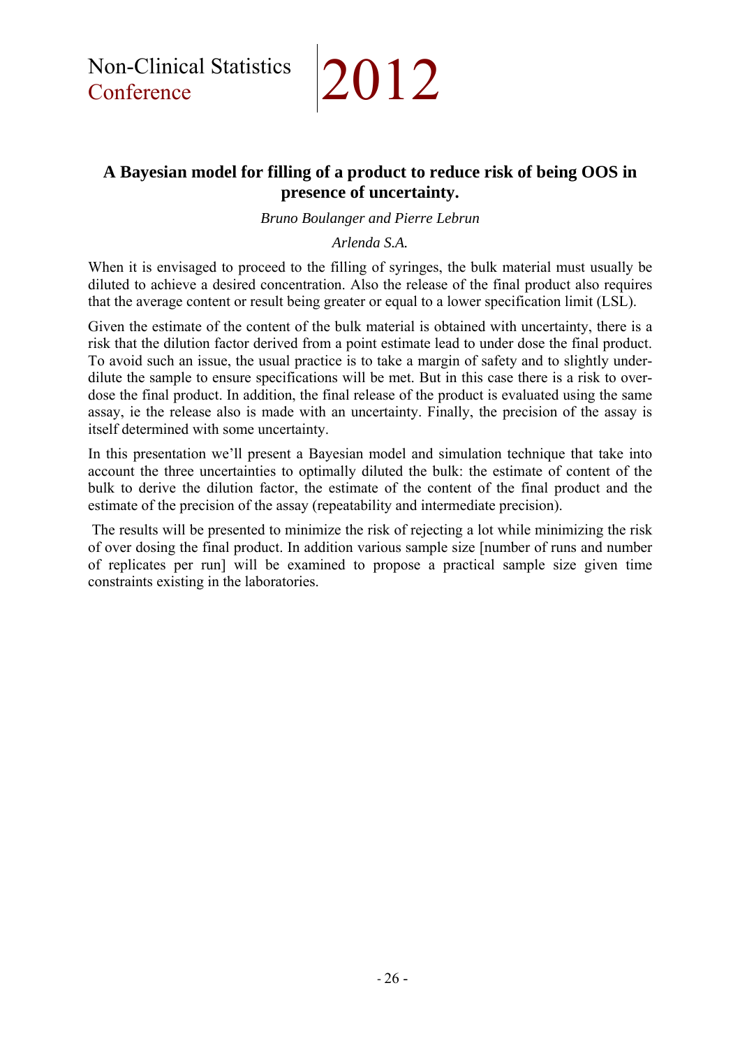## A Bayesian model for filling of a product to reduce risk of being OOS in presence of uncertainty.

*Bruno Boulanger and Pierre Lebrun*

*Arlenda S.A.*

When it is envisaged to proceed to the filling of syringes, the bulk material must usually be diluted to achieve a desired concentration. Also the release of the final product also requires that the average content or result being greater or equal to a lower specification limit (LSL).

Given the estimate of the content of the bulk material is obtained with uncertainty, there is a risk that the dilution factor derived from a point estimate lead to under dose the final product. To avoid such an issue, the usual practice is to take a margin of safety and to slightly under-dilute the sample to ensure specifications will be met. But in this case there is a risk to over-dose the final product. In addition, the final release of the product is evaluated using the same assay, ie the release also is made with an uncertainty. Finally, the precision of the assay is itself determined with some uncertainty.

In this presentation we'll present a Bayesian model and simulation technique that take into account the three uncertainties to optimally diluted the bulk: the estimate of content of the bulk to derive the dilution factor, the estimate of the content of the final product and the estimate of the precision of the assay (repeatability and intermediate precision).

The results will be presented to minimize the risk of rejecting a lot while minimizing the risk of over dosing the final product. In addition various sample size [number of runs and number of replicates per run] will be examined to propose a practical sample size given time constraints existing in the laboratories.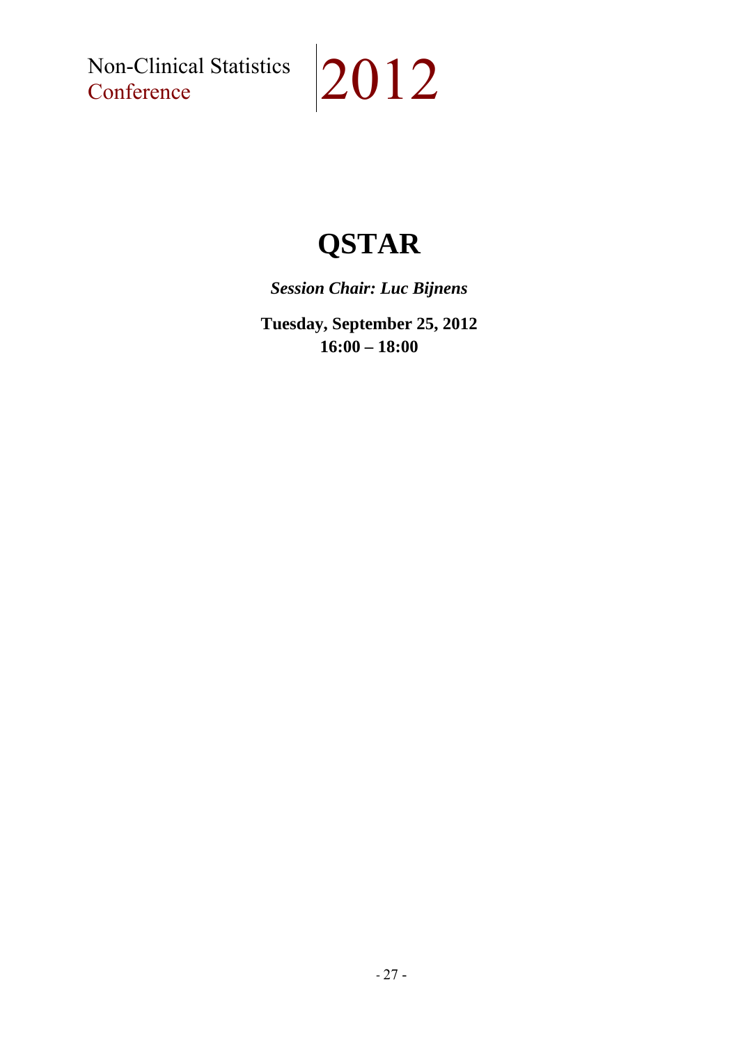# QSTAR

***Session Chair: Luc Bijnens***

**Tuesday, September 25, 2012**
**16:00 – 18:00**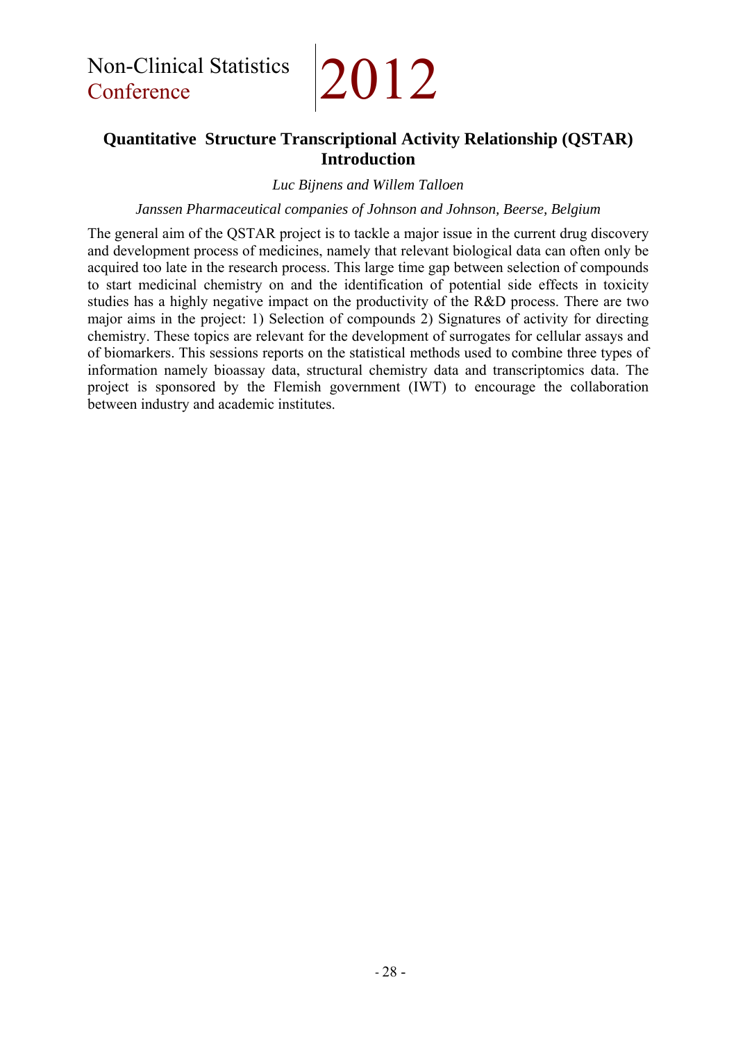## Quantitative Structure Transcriptional Activity Relationship (QSTAR) Introduction

*Luc Bijnens and Willem Talloen*

*Janssen Pharmaceutical companies of Johnson and Johnson, Beerse, Belgium*

The general aim of the QSTAR project is to tackle a major issue in the current drug discovery and development process of medicines, namely that relevant biological data can often only be acquired too late in the research process. This large time gap between selection of compounds to start medicinal chemistry on and the identification of potential side effects in toxicity studies has a highly negative impact on the productivity of the R&D process. There are two major aims in the project: 1) Selection of compounds 2) Signatures of activity for directing chemistry. These topics are relevant for the development of surrogates for cellular assays and of biomarkers. This sessions reports on the statistical methods used to combine three types of information namely bioassay data, structural chemistry data and transcriptomics data. The project is sponsored by the Flemish government (IWT) to encourage the collaboration between industry and academic institutes.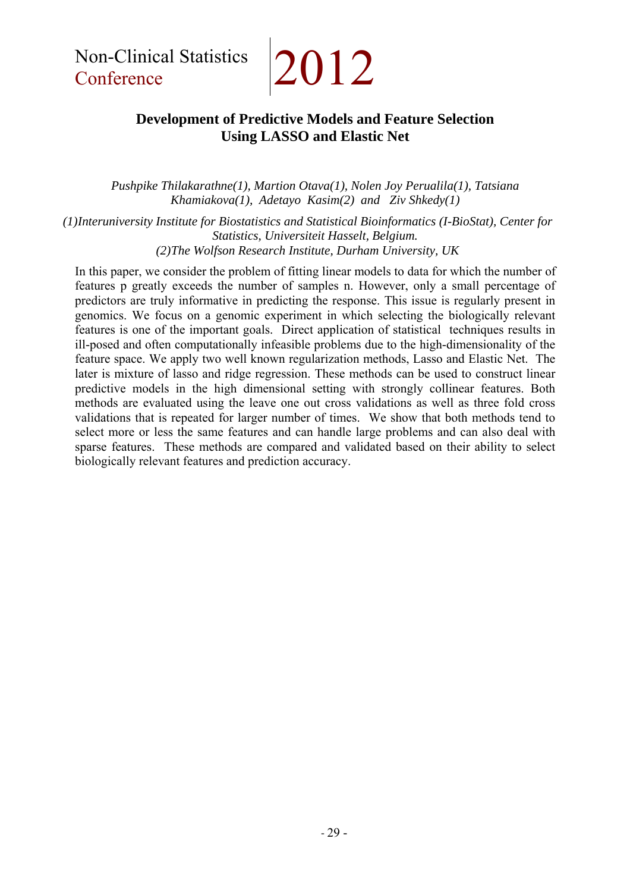## Development of Predictive Models and Feature Selection Using LASSO and Elastic Net

*Pushpike Thilakarathne(1), Martion Otava(1), Nolen Joy Perualila(1), Tatsiana Khamiakova(1), Adetayo Kasim(2) and Ziv Shkedy(1)*

*(1)Interuniversity Institute for Biostatistics and Statistical Bioinformatics (I-BioStat), Center for Statistics, Universiteit Hasselt, Belgium.*
*(2)The Wolfson Research Institute, Durham University, UK*

In this paper, we consider the problem of fitting linear models to data for which the number of features p greatly exceeds the number of samples n. However, only a small percentage of predictors are truly informative in predicting the response. This issue is regularly present in genomics. We focus on a genomic experiment in which selecting the biologically relevant features is one of the important goals. Direct application of statistical techniques results in ill-posed and often computationally infeasible problems due to the high-dimensionality of the feature space. We apply two well known regularization methods, Lasso and Elastic Net. The later is mixture of lasso and ridge regression. These methods can be used to construct linear predictive models in the high dimensional setting with strongly collinear features. Both methods are evaluated using the leave one out cross validations as well as three fold cross validations that is repeated for larger number of times. We show that both methods tend to select more or less the same features and can handle large problems and can also deal with sparse features. These methods are compared and validated based on their ability to select biologically relevant features and prediction accuracy.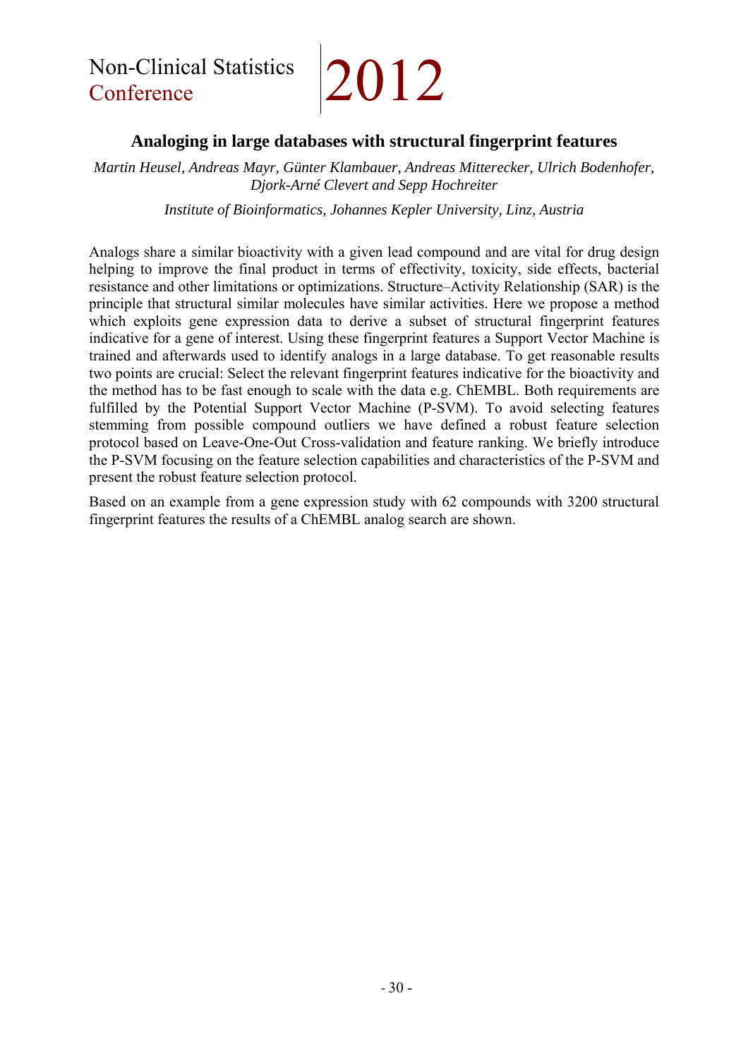## Analoging in large databases with structural fingerprint features

*Martin Heusel, Andreas Mayr, Günter Klambauer, Andreas Mitterecker, Ulrich Bodenhofer, Djork-Arné Clevert and Sepp Hochreiter*

*Institute of Bioinformatics, Johannes Kepler University, Linz, Austria*

Analogs share a similar bioactivity with a given lead compound and are vital for drug design helping to improve the final product in terms of effectivity, toxicity, side effects, bacterial resistance and other limitations or optimizations. Structure–Activity Relationship (SAR) is the principle that structural similar molecules have similar activities. Here we propose a method which exploits gene expression data to derive a subset of structural fingerprint features indicative for a gene of interest. Using these fingerprint features a Support Vector Machine is trained and afterwards used to identify analogs in a large database. To get reasonable results two points are crucial: Select the relevant fingerprint features indicative for the bioactivity and the method has to be fast enough to scale with the data e.g. ChEMBL. Both requirements are fulfilled by the Potential Support Vector Machine (P-SVM). To avoid selecting features stemming from possible compound outliers we have defined a robust feature selection protocol based on Leave-One-Out Cross-validation and feature ranking. We briefly introduce the P-SVM focusing on the feature selection capabilities and characteristics of the P-SVM and present the robust feature selection protocol.

Based on an example from a gene expression study with 62 compounds with 3200 structural fingerprint features the results of a ChEMBL analog search are shown.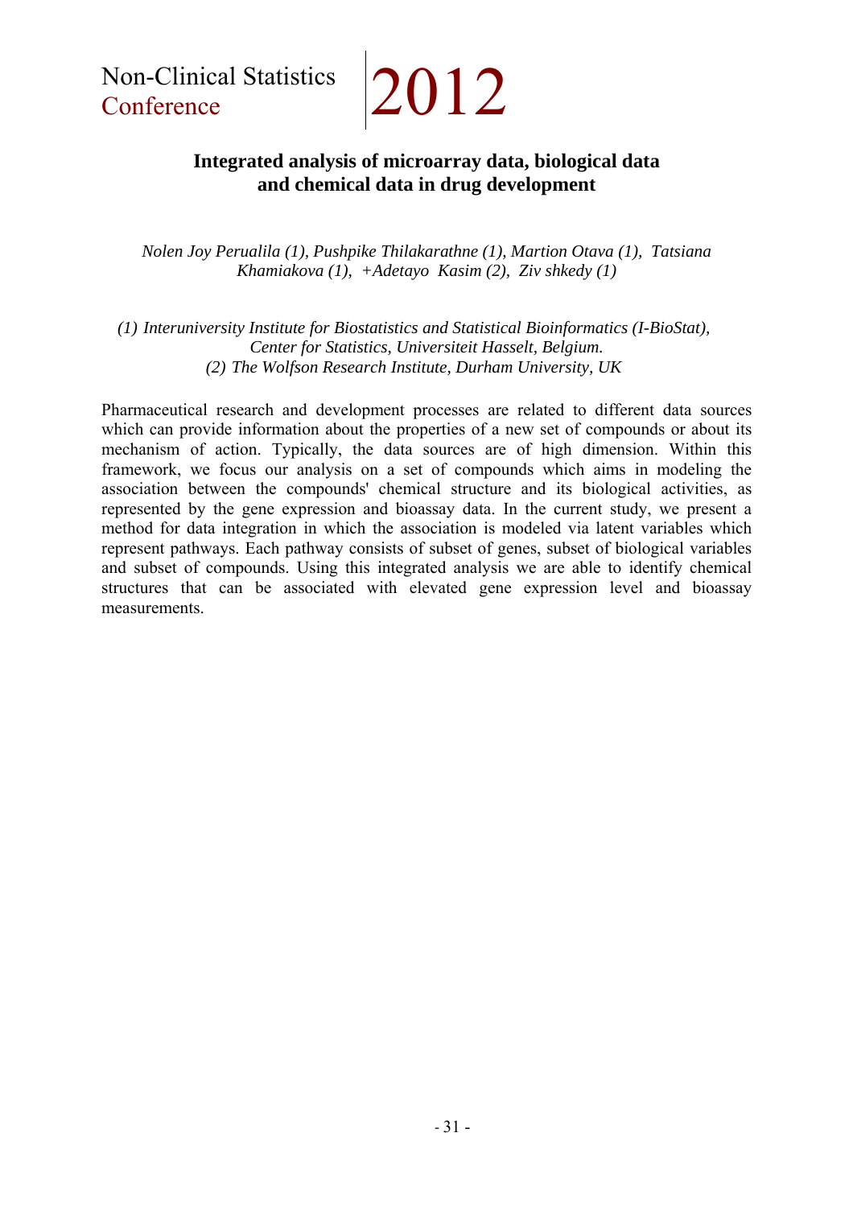## Integrated analysis of microarray data, biological data and chemical data in drug development

*Nolen Joy Perualila (1), Pushpike Thilakarathne (1), Martion Otava (1), Tatsiana Khamiakova (1), +Adetayo Kasim (2), Ziv shkedy (1)*

*(1) Interuniversity Institute for Biostatistics and Statistical Bioinformatics (I-BioStat), Center for Statistics, Universiteit Hasselt, Belgium.*
*(2) The Wolfson Research Institute, Durham University, UK*

Pharmaceutical research and development processes are related to different data sources which can provide information about the properties of a new set of compounds or about its mechanism of action. Typically, the data sources are of high dimension. Within this framework, we focus our analysis on a set of compounds which aims in modeling the association between the compounds' chemical structure and its biological activities, as represented by the gene expression and bioassay data. In the current study, we present a method for data integration in which the association is modeled via latent variables which represent pathways. Each pathway consists of subset of genes, subset of biological variables and subset of compounds. Using this integrated analysis we are able to identify chemical structures that can be associated with elevated gene expression level and bioassay measurements.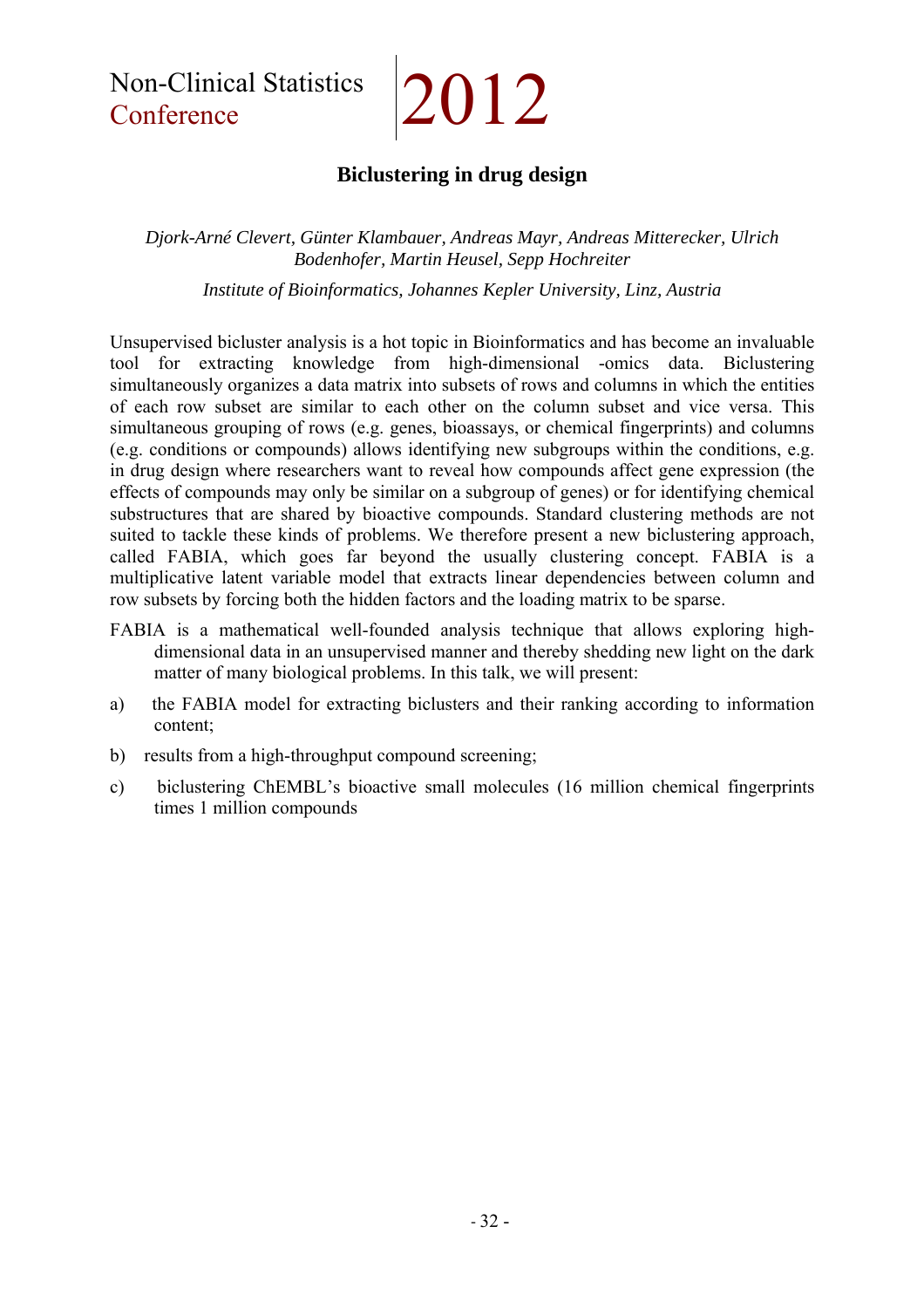## Biclustering in drug design

*Djork-Arné Clevert, Günter Klambauer, Andreas Mayr, Andreas Mitterecker, Ulrich Bodenhofer, Martin Heusel, Sepp Hochreiter*

*Institute of Bioinformatics, Johannes Kepler University, Linz, Austria*

Unsupervised bicluster analysis is a hot topic in Bioinformatics and has become an invaluable tool for extracting knowledge from high-dimensional -omics data. Biclustering simultaneously organizes a data matrix into subsets of rows and columns in which the entities of each row subset are similar to each other on the column subset and vice versa. This simultaneous grouping of rows (e.g. genes, bioassays, or chemical fingerprints) and columns (e.g. conditions or compounds) allows identifying new subgroups within the conditions, e.g. in drug design where researchers want to reveal how compounds affect gene expression (the effects of compounds may only be similar on a subgroup of genes) or for identifying chemical substructures that are shared by bioactive compounds. Standard clustering methods are not suited to tackle these kinds of problems. We therefore present a new biclustering approach, called FABIA, which goes far beyond the usually clustering concept. FABIA is a multiplicative latent variable model that extracts linear dependencies between column and row subsets by forcing both the hidden factors and the loading matrix to be sparse.

FABIA is a mathematical well-founded analysis technique that allows exploring high-dimensional data in an unsupervised manner and thereby shedding new light on the dark matter of many biological problems. In this talk, we will present:

a) the FABIA model for extracting biclusters and their ranking according to information content;

b) results from a high-throughput compound screening;

c) biclustering ChEMBL's bioactive small molecules (16 million chemical fingerprints times 1 million compounds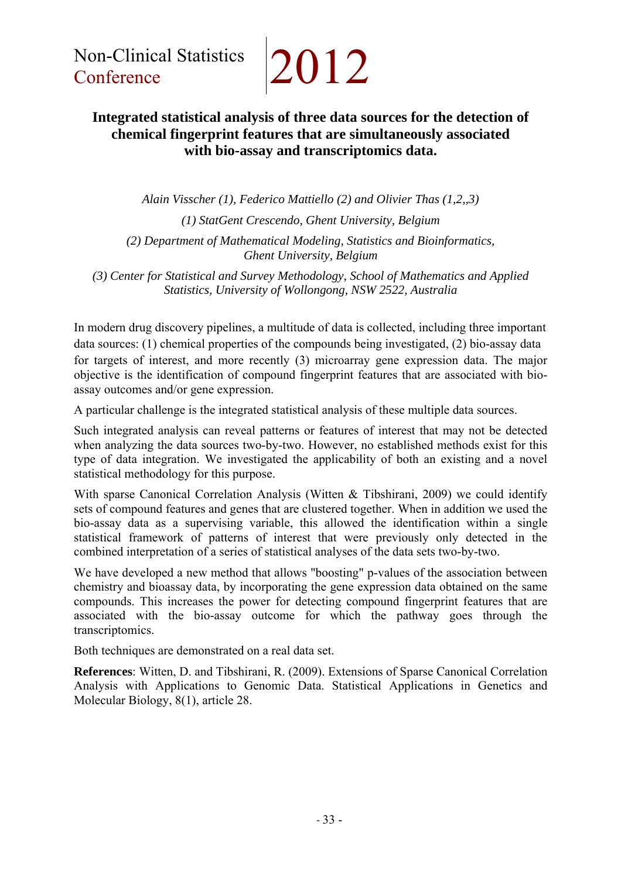## Integrated statistical analysis of three data sources for the detection of chemical fingerprint features that are simultaneously associated with bio-assay and transcriptomics data.

*Alain Visscher (1), Federico Mattiello (2) and Olivier Thas (1,2,,3)*

*(1) StatGent Crescendo, Ghent University, Belgium*

*(2) Department of Mathematical Modeling, Statistics and Bioinformatics, Ghent University, Belgium*

*(3) Center for Statistical and Survey Methodology, School of Mathematics and Applied Statistics, University of Wollongong, NSW 2522, Australia*

In modern drug discovery pipelines, a multitude of data is collected, including three important data sources: (1) chemical properties of the compounds being investigated, (2) bio-assay data for targets of interest, and more recently (3) microarray gene expression data. The major objective is the identification of compound fingerprint features that are associated with bio-assay outcomes and/or gene expression.

A particular challenge is the integrated statistical analysis of these multiple data sources.

Such integrated analysis can reveal patterns or features of interest that may not be detected when analyzing the data sources two-by-two. However, no established methods exist for this type of data integration. We investigated the applicability of both an existing and a novel statistical methodology for this purpose.

With sparse Canonical Correlation Analysis (Witten & Tibshirani, 2009) we could identify sets of compound features and genes that are clustered together. When in addition we used the bio-assay data as a supervising variable, this allowed the identification within a single statistical framework of patterns of interest that were previously only detected in the combined interpretation of a series of statistical analyses of the data sets two-by-two.

We have developed a new method that allows "boosting" p-values of the association between chemistry and bioassay data, by incorporating the gene expression data obtained on the same compounds. This increases the power for detecting compound fingerprint features that are associated with the bio-assay outcome for which the pathway goes through the transcriptomics.

Both techniques are demonstrated on a real data set.

**References**: Witten, D. and Tibshirani, R. (2009). Extensions of Sparse Canonical Correlation Analysis with Applications to Genomic Data. Statistical Applications in Genetics and Molecular Biology, 8(1), article 28.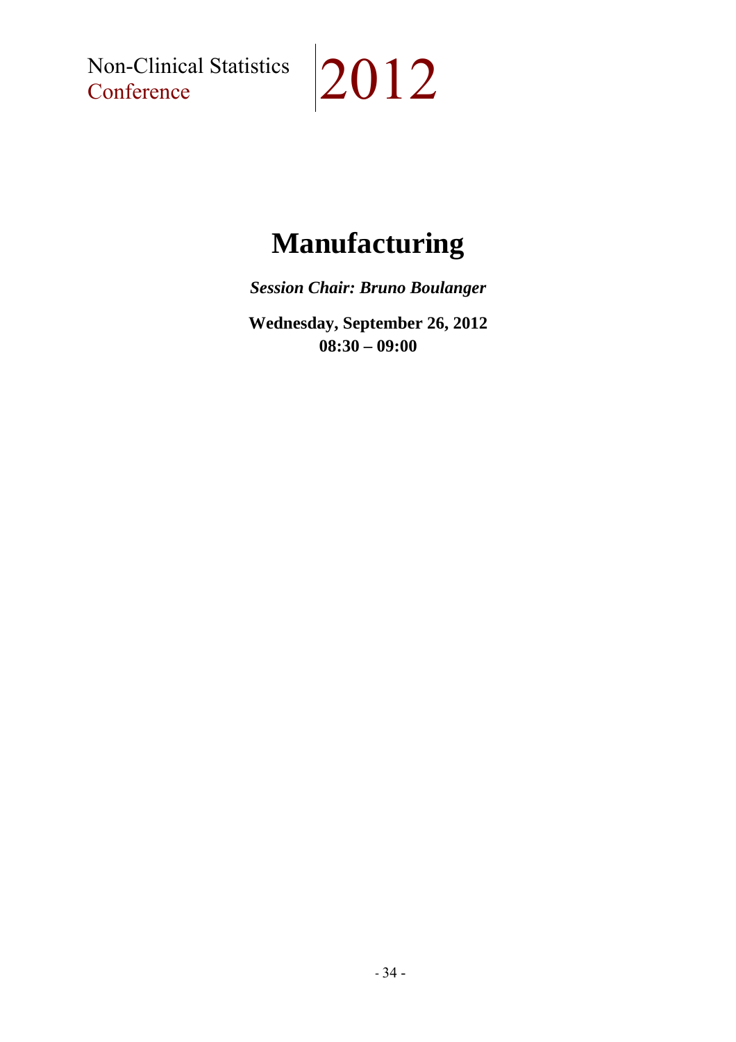# Manufacturing

***Session Chair: Bruno Boulanger***

**Wednesday, September 26, 2012**
**08:30 – 09:00**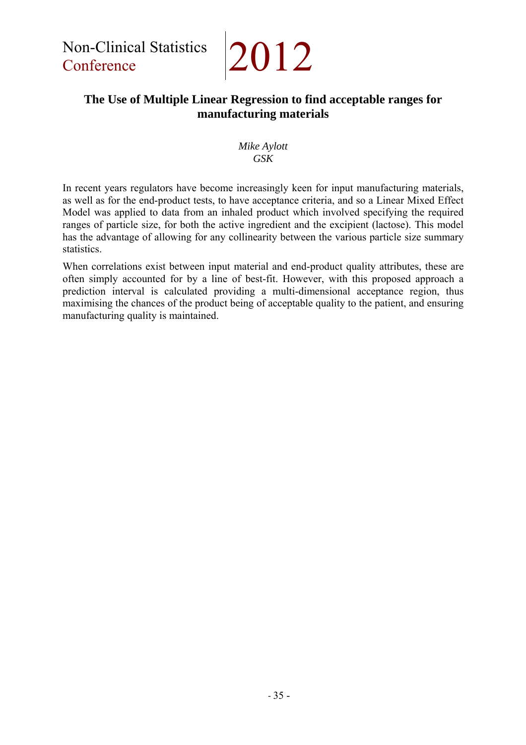# The Use of Multiple Linear Regression to find acceptable ranges for manufacturing materials

*Mike Aylott*
*GSK*

In recent years regulators have become increasingly keen for input manufacturing materials, as well as for the end-product tests, to have acceptance criteria, and so a Linear Mixed Effect Model was applied to data from an inhaled product which involved specifying the required ranges of particle size, for both the active ingredient and the excipient (lactose). This model has the advantage of allowing for any collinearity between the various particle size summary statistics.

When correlations exist between input material and end-product quality attributes, these are often simply accounted for by a line of best-fit. However, with this proposed approach a prediction interval is calculated providing a multi-dimensional acceptance region, thus maximising the chances of the product being of acceptable quality to the patient, and ensuring manufacturing quality is maintained.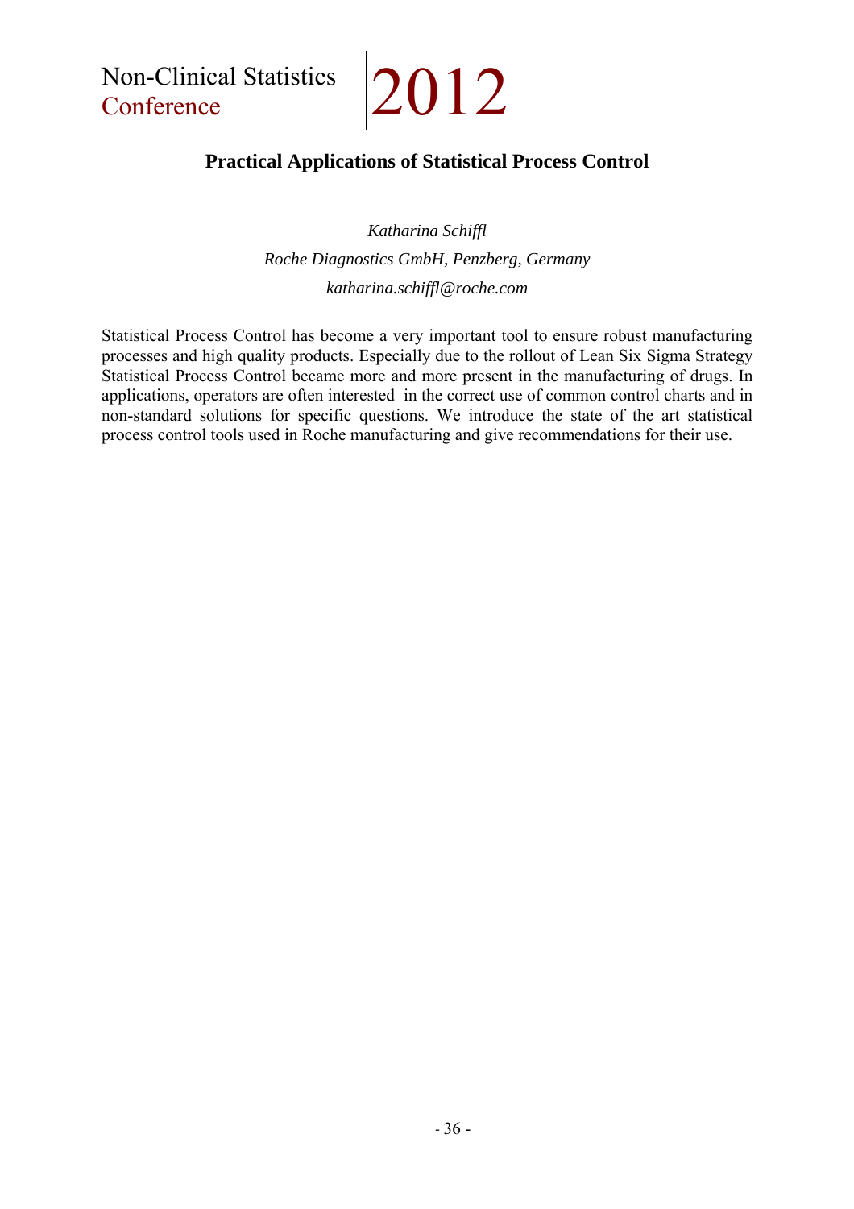## Practical Applications of Statistical Process Control

*Katharina Schiffl*

*Roche Diagnostics GmbH, Penzberg, Germany*

*katharina.schiffl@roche.com*

Statistical Process Control has become a very important tool to ensure robust manufacturing processes and high quality products. Especially due to the rollout of Lean Six Sigma Strategy Statistical Process Control became more and more present in the manufacturing of drugs. In applications, operators are often interested in the correct use of common control charts and in non-standard solutions for specific questions. We introduce the state of the art statistical process control tools used in Roche manufacturing and give recommendations for their use.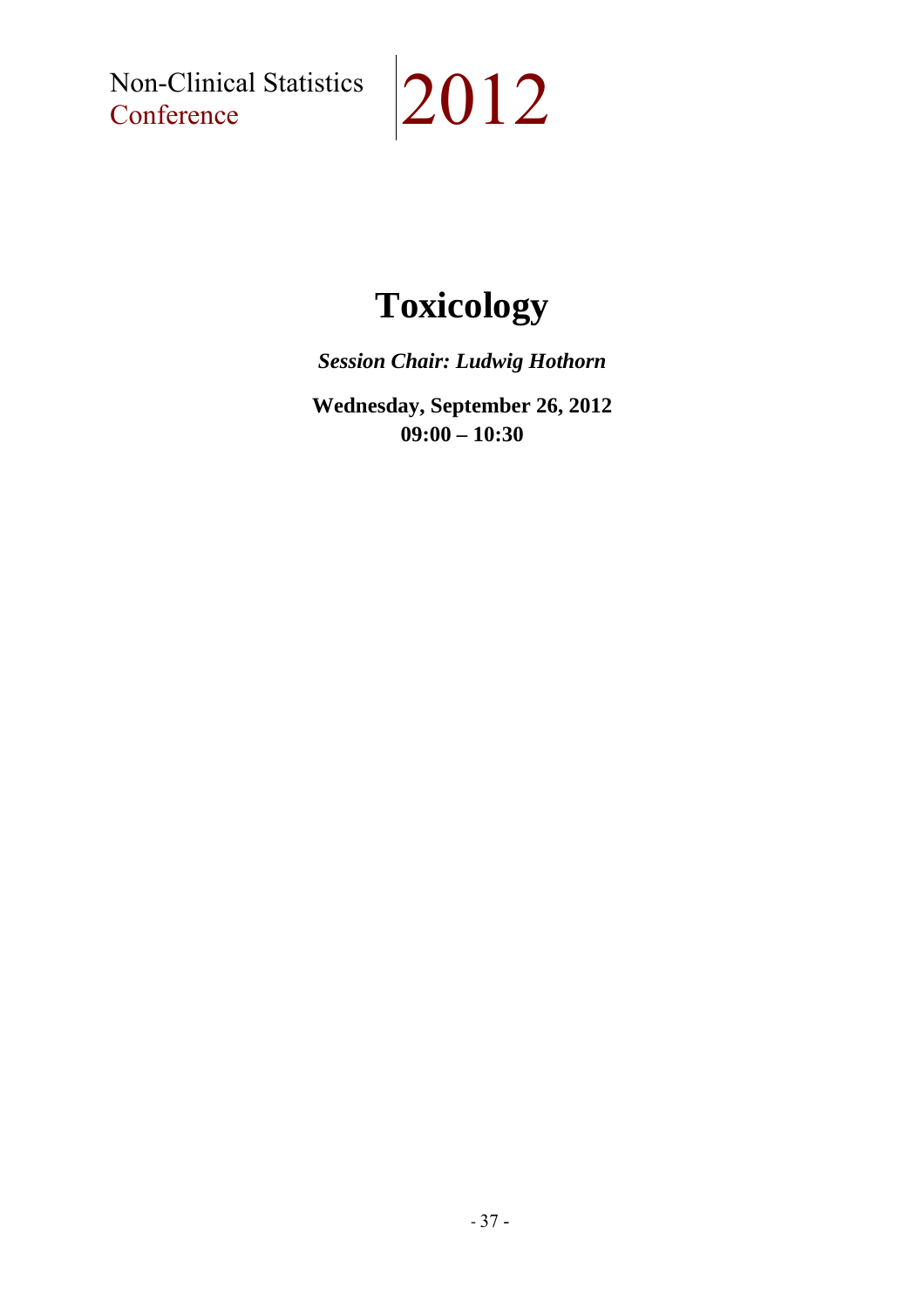# Toxicology

***Session Chair: Ludwig Hothorn***

**Wednesday, September 26, 2012**
**09:00 – 10:30**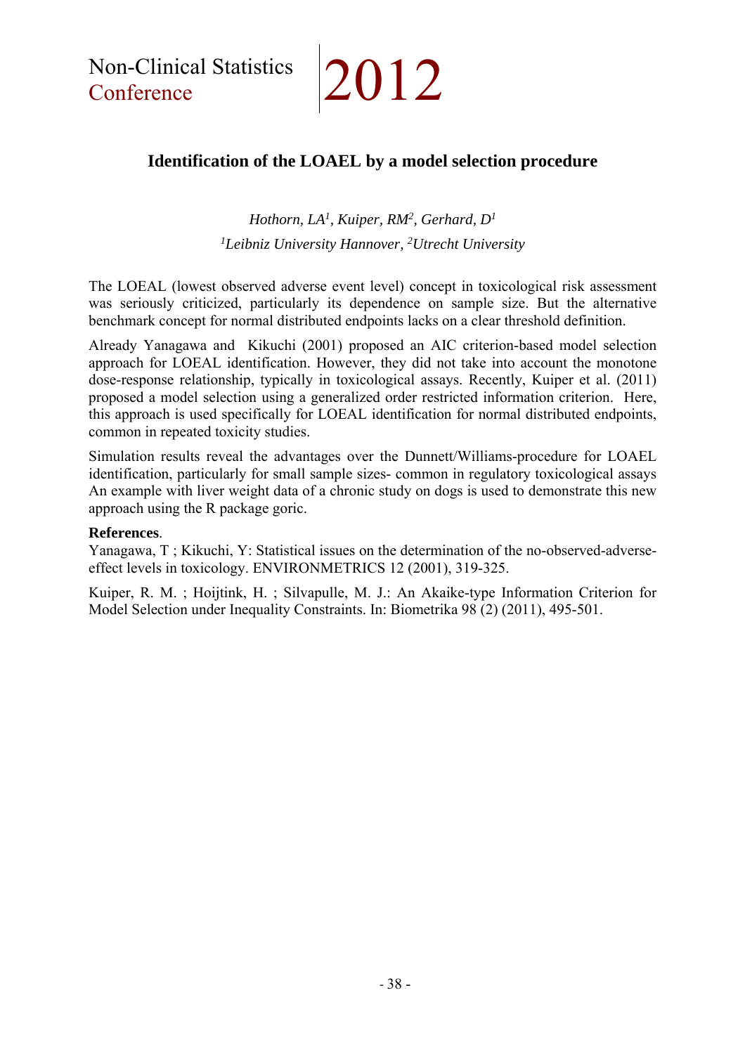## Identification of the LOAEL by a model selection procedure

*Hothorn, LA[1], Kuiper, RM[2], Gerhard, D[1]*

*[1]Leibniz University Hannover, [2]Utrecht University*

The LOEAL (lowest observed adverse event level) concept in toxicological risk assessment was seriously criticized, particularly its dependence on sample size. But the alternative benchmark concept for normal distributed endpoints lacks on a clear threshold definition.

Already Yanagawa and Kikuchi (2001) proposed an AIC criterion-based model selection approach for LOEAL identification. However, they did not take into account the monotone dose-response relationship, typically in toxicological assays. Recently, Kuiper et al. (2011) proposed a model selection using a generalized order restricted information criterion. Here, this approach is used specifically for LOEAL identification for normal distributed endpoints, common in repeated toxicity studies.

Simulation results reveal the advantages over the Dunnett/Williams-procedure for LOAEL identification, particularly for small sample sizes- common in regulatory toxicological assays An example with liver weight data of a chronic study on dogs is used to demonstrate this new approach using the R package goric.

**References**.

Yanagawa, T ; Kikuchi, Y: Statistical issues on the determination of the no-observed-adverse-effect levels in toxicology. ENVIRONMETRICS 12 (2001), 319-325.

Kuiper, R. M. ; Hoijtink, H. ; Silvapulle, M. J.: An Akaike-type Information Criterion for Model Selection under Inequality Constraints. In: Biometrika 98 (2) (2011), 495-501.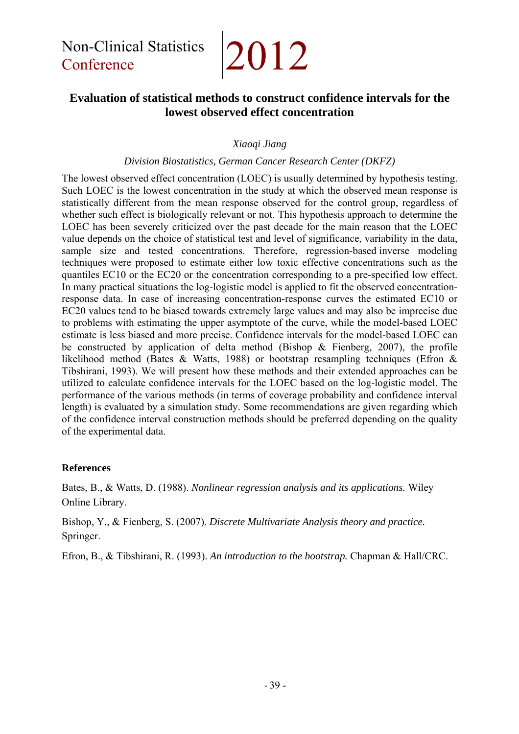## Evaluation of statistical methods to construct confidence intervals for the lowest observed effect concentration

*Xiaoqi Jiang*

*Division Biostatistics, German Cancer Research Center (DKFZ)*

The lowest observed effect concentration (LOEC) is usually determined by hypothesis testing. Such LOEC is the lowest concentration in the study at which the observed mean response is statistically different from the mean response observed for the control group, regardless of whether such effect is biologically relevant or not. This hypothesis approach to determine the LOEC has been severely criticized over the past decade for the main reason that the LOEC value depends on the choice of statistical test and level of significance, variability in the data, sample size and tested concentrations. Therefore, regression-based inverse modeling techniques were proposed to estimate either low toxic effective concentrations such as the quantiles EC10 or the EC20 or the concentration corresponding to a pre-specified low effect. In many practical situations the log-logistic model is applied to fit the observed concentration-response data. In case of increasing concentration-response curves the estimated EC10 or EC20 values tend to be biased towards extremely large values and may also be imprecise due to problems with estimating the upper asymptote of the curve, while the model-based LOEC estimate is less biased and more precise. Confidence intervals for the model-based LOEC can be constructed by application of delta method (Bishop & Fienberg, 2007), the profile likelihood method (Bates & Watts, 1988) or bootstrap resampling techniques (Efron & Tibshirani, 1993). We will present how these methods and their extended approaches can be utilized to calculate confidence intervals for the LOEC based on the log-logistic model. The performance of the various methods (in terms of coverage probability and confidence interval length) is evaluated by a simulation study. Some recommendations are given regarding which of the confidence interval construction methods should be preferred depending on the quality of the experimental data.

### References

Bates, B., & Watts, D. (1988). *Nonlinear regression analysis and its applications.* Wiley Online Library.

Bishop, Y., & Fienberg, S. (2007). *Discrete Multivariate Analysis theory and practice.* Springer.

Efron, B., & Tibshirani, R. (1993). *An introduction to the bootstrap.* Chapman & Hall/CRC.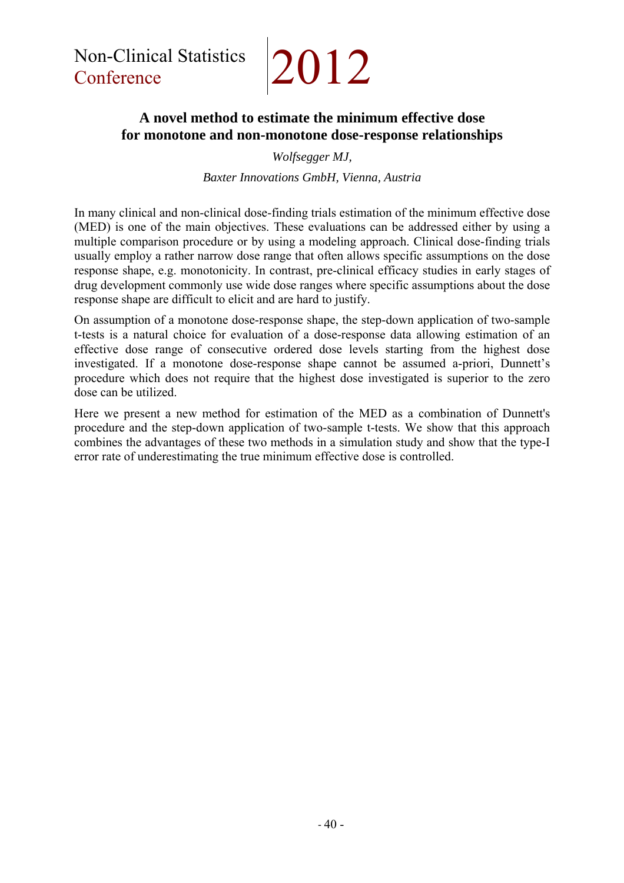# A novel method to estimate the minimum effective dose for monotone and non-monotone dose-response relationships

*Wolfsegger MJ,*

*Baxter Innovations GmbH, Vienna, Austria*

In many clinical and non-clinical dose-finding trials estimation of the minimum effective dose (MED) is one of the main objectives. These evaluations can be addressed either by using a multiple comparison procedure or by using a modeling approach. Clinical dose-finding trials usually employ a rather narrow dose range that often allows specific assumptions on the dose response shape, e.g. monotonicity. In contrast, pre-clinical efficacy studies in early stages of drug development commonly use wide dose ranges where specific assumptions about the dose response shape are difficult to elicit and are hard to justify.

On assumption of a monotone dose-response shape, the step-down application of two-sample t-tests is a natural choice for evaluation of a dose-response data allowing estimation of an effective dose range of consecutive ordered dose levels starting from the highest dose investigated. If a monotone dose-response shape cannot be assumed a-priori, Dunnett's procedure which does not require that the highest dose investigated is superior to the zero dose can be utilized.

Here we present a new method for estimation of the MED as a combination of Dunnett's procedure and the step-down application of two-sample t-tests. We show that this approach combines the advantages of these two methods in a simulation study and show that the type-I error rate of underestimating the true minimum effective dose is controlled.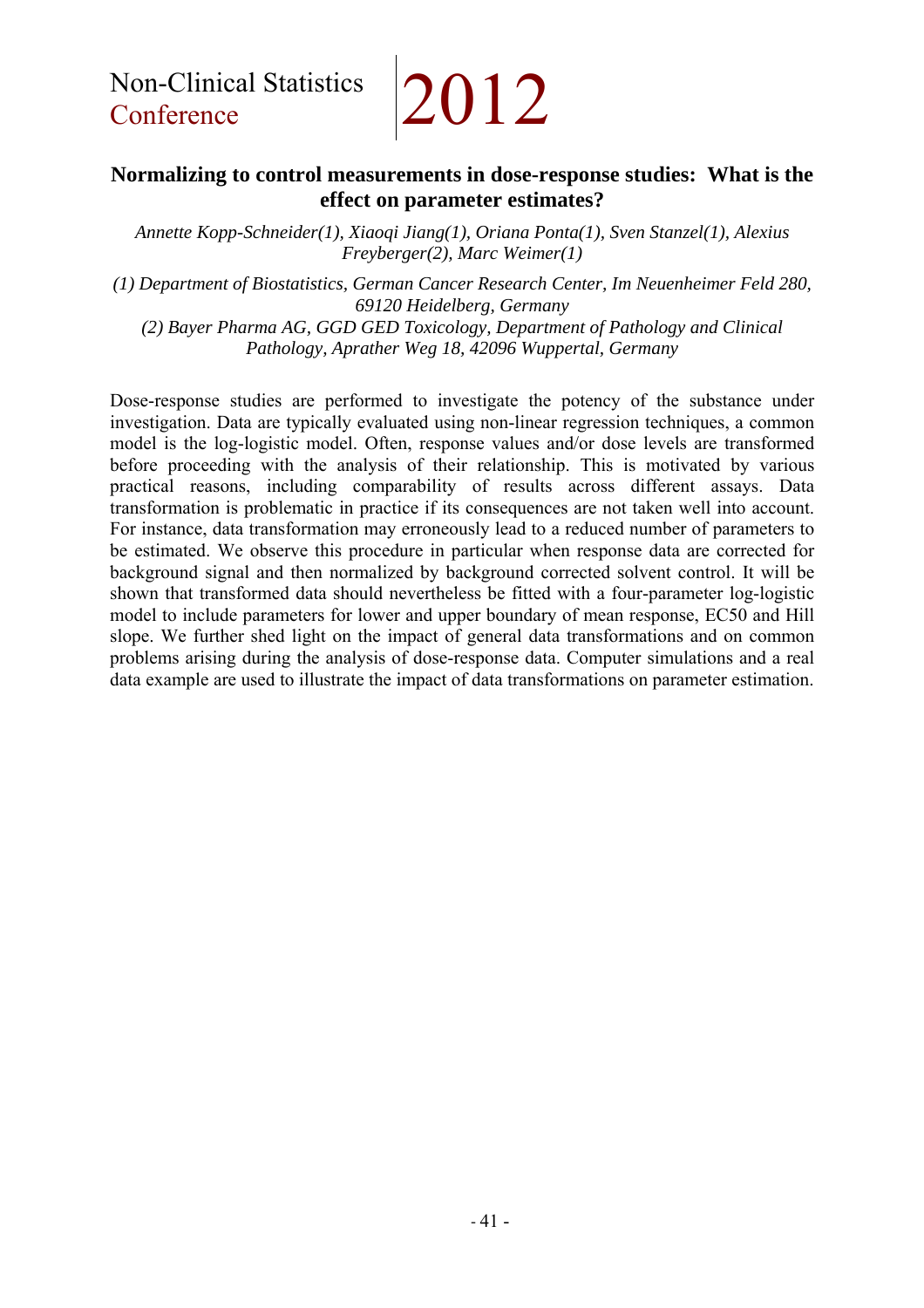## Normalizing to control measurements in dose-response studies: What is the effect on parameter estimates?

*Annette Kopp-Schneider(1), Xiaoqi Jiang(1), Oriana Ponta(1), Sven Stanzel(1), Alexius Freyberger(2), Marc Weimer(1)*

*(1) Department of Biostatistics, German Cancer Research Center, Im Neuenheimer Feld 280, 69120 Heidelberg, Germany*

*(2) Bayer Pharma AG, GGD GED Toxicology, Department of Pathology and Clinical Pathology, Aprather Weg 18, 42096 Wuppertal, Germany*

Dose-response studies are performed to investigate the potency of the substance under investigation. Data are typically evaluated using non-linear regression techniques, a common model is the log-logistic model. Often, response values and/or dose levels are transformed before proceeding with the analysis of their relationship. This is motivated by various practical reasons, including comparability of results across different assays. Data transformation is problematic in practice if its consequences are not taken well into account. For instance, data transformation may erroneously lead to a reduced number of parameters to be estimated. We observe this procedure in particular when response data are corrected for background signal and then normalized by background corrected solvent control. It will be shown that transformed data should nevertheless be fitted with a four-parameter log-logistic model to include parameters for lower and upper boundary of mean response, EC50 and Hill slope. We further shed light on the impact of general data transformations and on common problems arising during the analysis of dose-response data. Computer simulations and a real data example are used to illustrate the impact of data transformations on parameter estimation.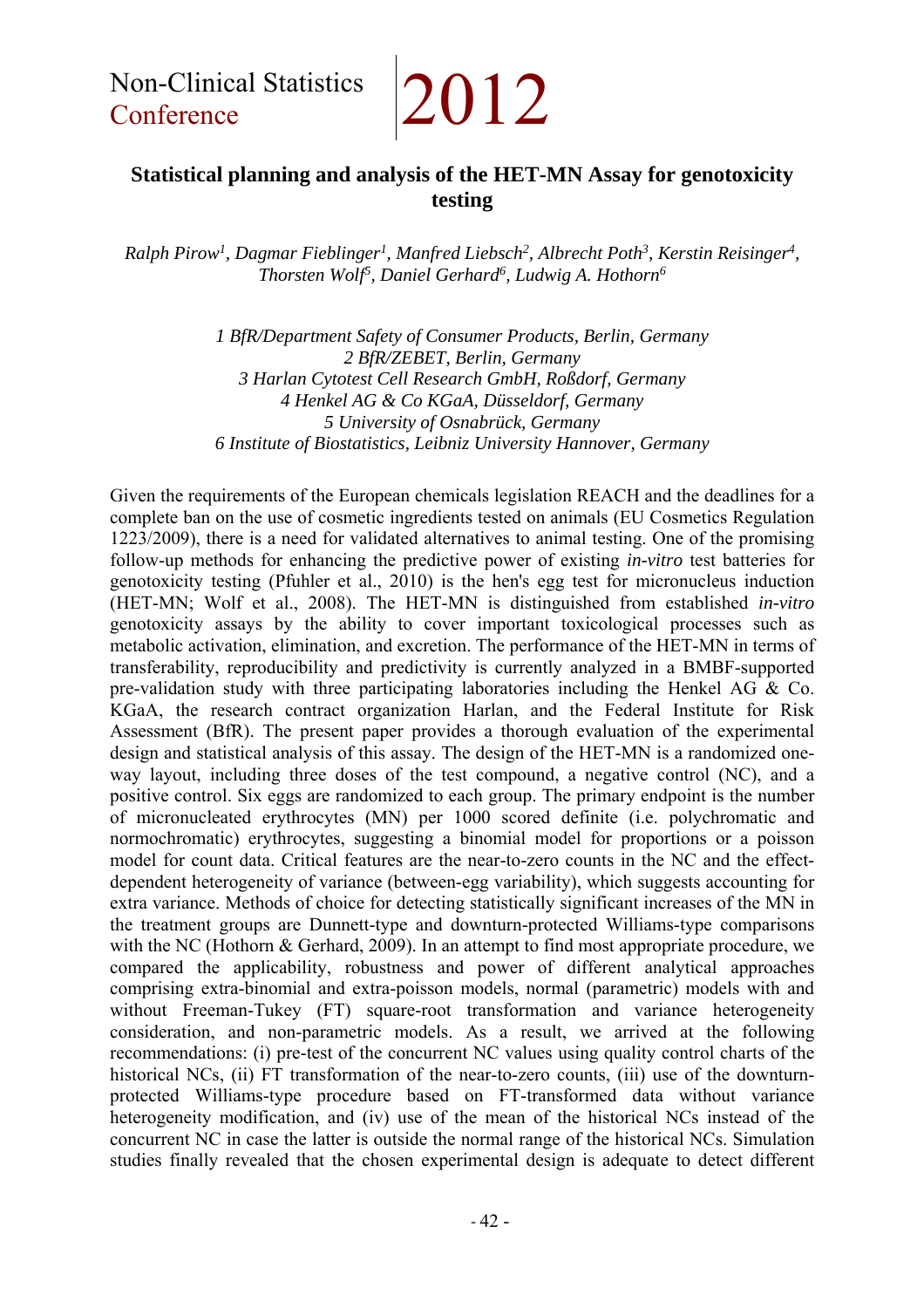# Statistical planning and analysis of the HET-MN Assay for genotoxicity testing

*Ralph Pirow[1], Dagmar Fieblinger[1], Manfred Liebsch[2], Albrecht Poth[3], Kerstin Reisinger[4], Thorsten Wolf[5], Daniel Gerhard[6], Ludwig A. Hothorn[6]*

*1 BfR/Department Safety of Consumer Products, Berlin, Germany*
*2 BfR/ZEBET, Berlin, Germany*
*3 Harlan Cytotest Cell Research GmbH, Roßdorf, Germany*
*4 Henkel AG & Co KGaA, Düsseldorf, Germany*
*5 University of Osnabrück, Germany*
*6 Institute of Biostatistics, Leibniz University Hannover, Germany*

Given the requirements of the European chemicals legislation REACH and the deadlines for a complete ban on the use of cosmetic ingredients tested on animals (EU Cosmetics Regulation 1223/2009), there is a need for validated alternatives to animal testing. One of the promising follow-up methods for enhancing the predictive power of existing *in-vitro* test batteries for genotoxicity testing (Pfuhler et al., 2010) is the hen's egg test for micronucleus induction (HET-MN; Wolf et al., 2008). The HET-MN is distinguished from established *in-vitro* genotoxicity assays by the ability to cover important toxicological processes such as metabolic activation, elimination, and excretion. The performance of the HET-MN in terms of transferability, reproducibility and predictivity is currently analyzed in a BMBF-supported pre-validation study with three participating laboratories including the Henkel AG & Co. KGaA, the research contract organization Harlan, and the Federal Institute for Risk Assessment (BfR). The present paper provides a thorough evaluation of the experimental design and statistical analysis of this assay. The design of the HET-MN is a randomized one-way layout, including three doses of the test compound, a negative control (NC), and a positive control. Six eggs are randomized to each group. The primary endpoint is the number of micronucleated erythrocytes (MN) per 1000 scored definite (i.e. polychromatic and normochromatic) erythrocytes, suggesting a binomial model for proportions or a poisson model for count data. Critical features are the near-to-zero counts in the NC and the effect-dependent heterogeneity of variance (between-egg variability), which suggests accounting for extra variance. Methods of choice for detecting statistically significant increases of the MN in the treatment groups are Dunnett-type and downturn-protected Williams-type comparisons with the NC (Hothorn & Gerhard, 2009). In an attempt to find most appropriate procedure, we compared the applicability, robustness and power of different analytical approaches comprising extra-binomial and extra-poisson models, normal (parametric) models with and without Freeman-Tukey (FT) square-root transformation and variance heterogeneity consideration, and non-parametric models. As a result, we arrived at the following recommendations: (i) pre-test of the concurrent NC values using quality control charts of the historical NCs, (ii) FT transformation of the near-to-zero counts, (iii) use of the downturn-protected Williams-type procedure based on FT-transformed data without variance heterogeneity modification, and (iv) use of the mean of the historical NCs instead of the concurrent NC in case the latter is outside the normal range of the historical NCs. Simulation studies finally revealed that the chosen experimental design is adequate to detect different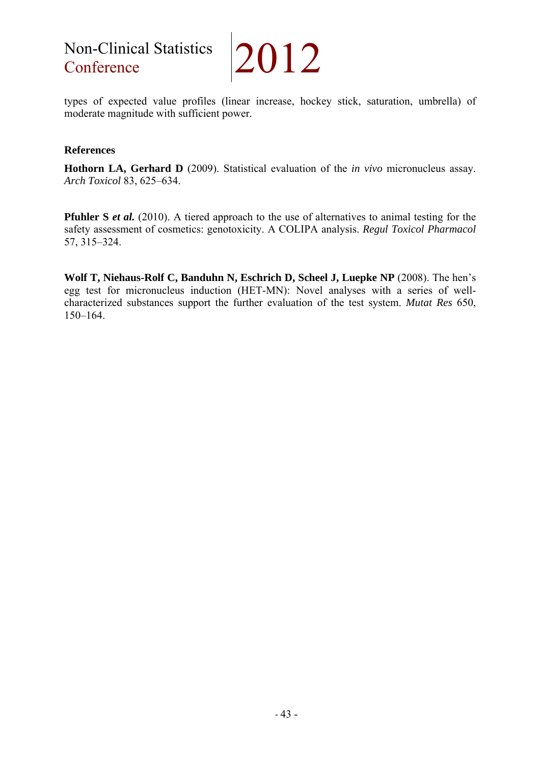types of expected value profiles (linear increase, hockey stick, saturation, umbrella) of moderate magnitude with sufficient power.

### References

**Hothorn LA, Gerhard D** (2009). Statistical evaluation of the *in vivo* micronucleus assay. *Arch Toxicol* 83, 625–634.

**Pfuhler S *et al.*** (2010). A tiered approach to the use of alternatives to animal testing for the safety assessment of cosmetics: genotoxicity. A COLIPA analysis. *Regul Toxicol Pharmacol* 57, 315–324.

**Wolf T, Niehaus-Rolf C, Banduhn N, Eschrich D, Scheel J, Luepke NP** (2008). The hen's egg test for micronucleus induction (HET-MN): Novel analyses with a series of well-characterized substances support the further evaluation of the test system. *Mutat Res* 650, 150–164.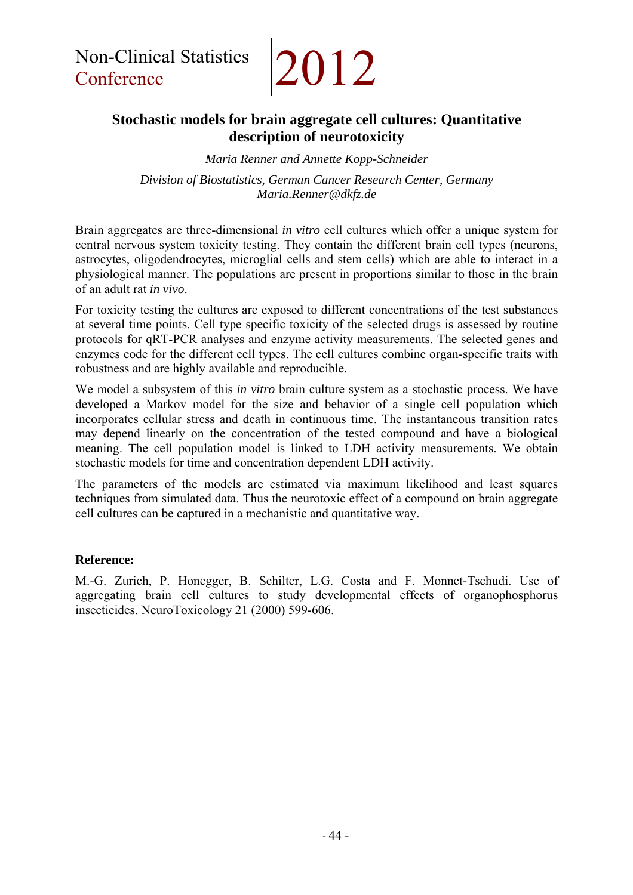## Stochastic models for brain aggregate cell cultures: Quantitative description of neurotoxicity

*Maria Renner and Annette Kopp-Schneider*

*Division of Biostatistics, German Cancer Research Center, Germany*
*Maria.Renner@dkfz.de*

Brain aggregates are three-dimensional *in vitro* cell cultures which offer a unique system for central nervous system toxicity testing. They contain the different brain cell types (neurons, astrocytes, oligodendrocytes, microglial cells and stem cells) which are able to interact in a physiological manner. The populations are present in proportions similar to those in the brain of an adult rat *in vivo*.

For toxicity testing the cultures are exposed to different concentrations of the test substances at several time points. Cell type specific toxicity of the selected drugs is assessed by routine protocols for qRT-PCR analyses and enzyme activity measurements. The selected genes and enzymes code for the different cell types. The cell cultures combine organ-specific traits with robustness and are highly available and reproducible.

We model a subsystem of this *in vitro* brain culture system as a stochastic process. We have developed a Markov model for the size and behavior of a single cell population which incorporates cellular stress and death in continuous time. The instantaneous transition rates may depend linearly on the concentration of the tested compound and have a biological meaning. The cell population model is linked to LDH activity measurements. We obtain stochastic models for time and concentration dependent LDH activity.

The parameters of the models are estimated via maximum likelihood and least squares techniques from simulated data. Thus the neurotoxic effect of a compound on brain aggregate cell cultures can be captured in a mechanistic and quantitative way.

**Reference:**

M.-G. Zurich, P. Honegger, B. Schilter, L.G. Costa and F. Monnet-Tschudi. Use of aggregating brain cell cultures to study developmental effects of organophosphorus insecticides. NeuroToxicology 21 (2000) 599-606.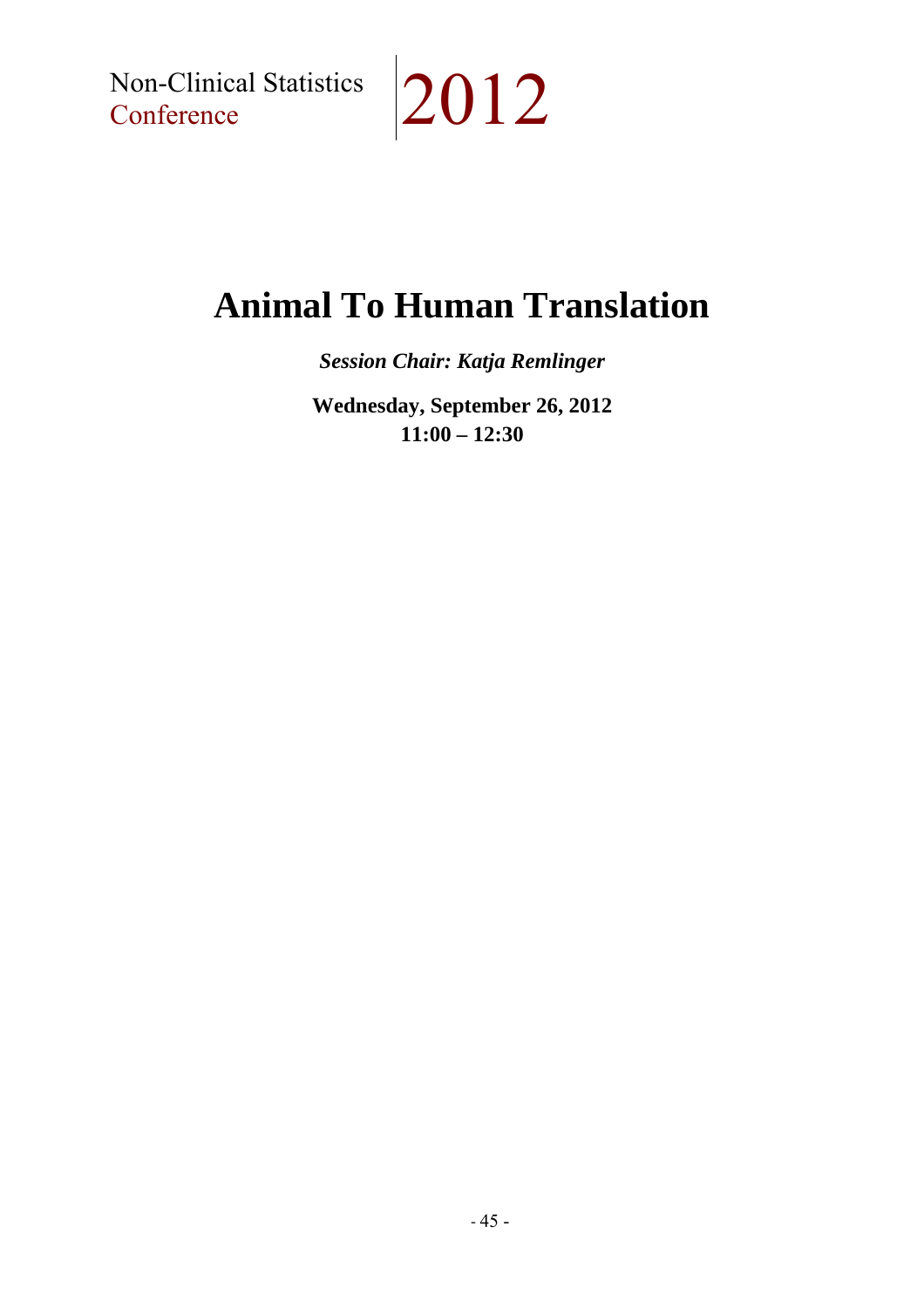# Animal To Human Translation

***Session Chair: Katja Remlinger***

**Wednesday, September 26, 2012**
**11:00 – 12:30**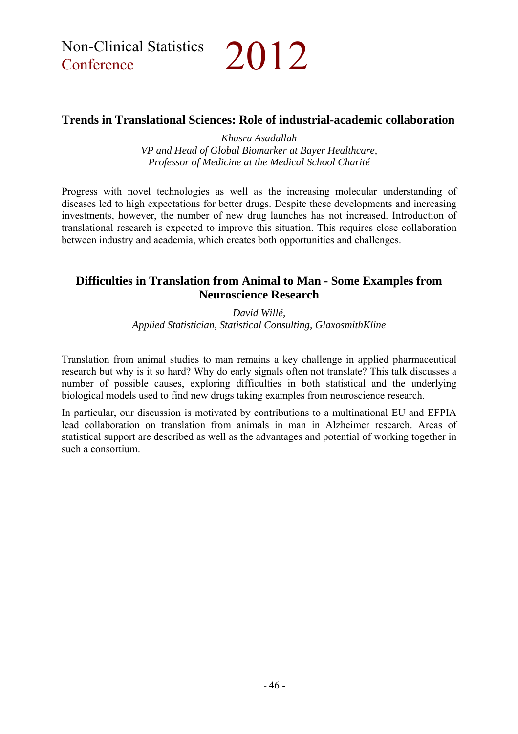## Trends in Translational Sciences: Role of industrial-academic collaboration

*Khusru Asadullah*
*VP and Head of Global Biomarker at Bayer Healthcare,*
*Professor of Medicine at the Medical School Charité*

Progress with novel technologies as well as the increasing molecular understanding of diseases led to high expectations for better drugs. Despite these developments and increasing investments, however, the number of new drug launches has not increased. Introduction of translational research is expected to improve this situation. This requires close collaboration between industry and academia, which creates both opportunities and challenges.

## Difficulties in Translation from Animal to Man - Some Examples from Neuroscience Research

*David Willé,*
*Applied Statistician, Statistical Consulting, GlaxosmithKline*

Translation from animal studies to man remains a key challenge in applied pharmaceutical research but why is it so hard? Why do early signals often not translate? This talk discusses a number of possible causes, exploring difficulties in both statistical and the underlying biological models used to find new drugs taking examples from neuroscience research.

In particular, our discussion is motivated by contributions to a multinational EU and EFPIA lead collaboration on translation from animals in man in Alzheimer research. Areas of statistical support are described as well as the advantages and potential of working together in such a consortium.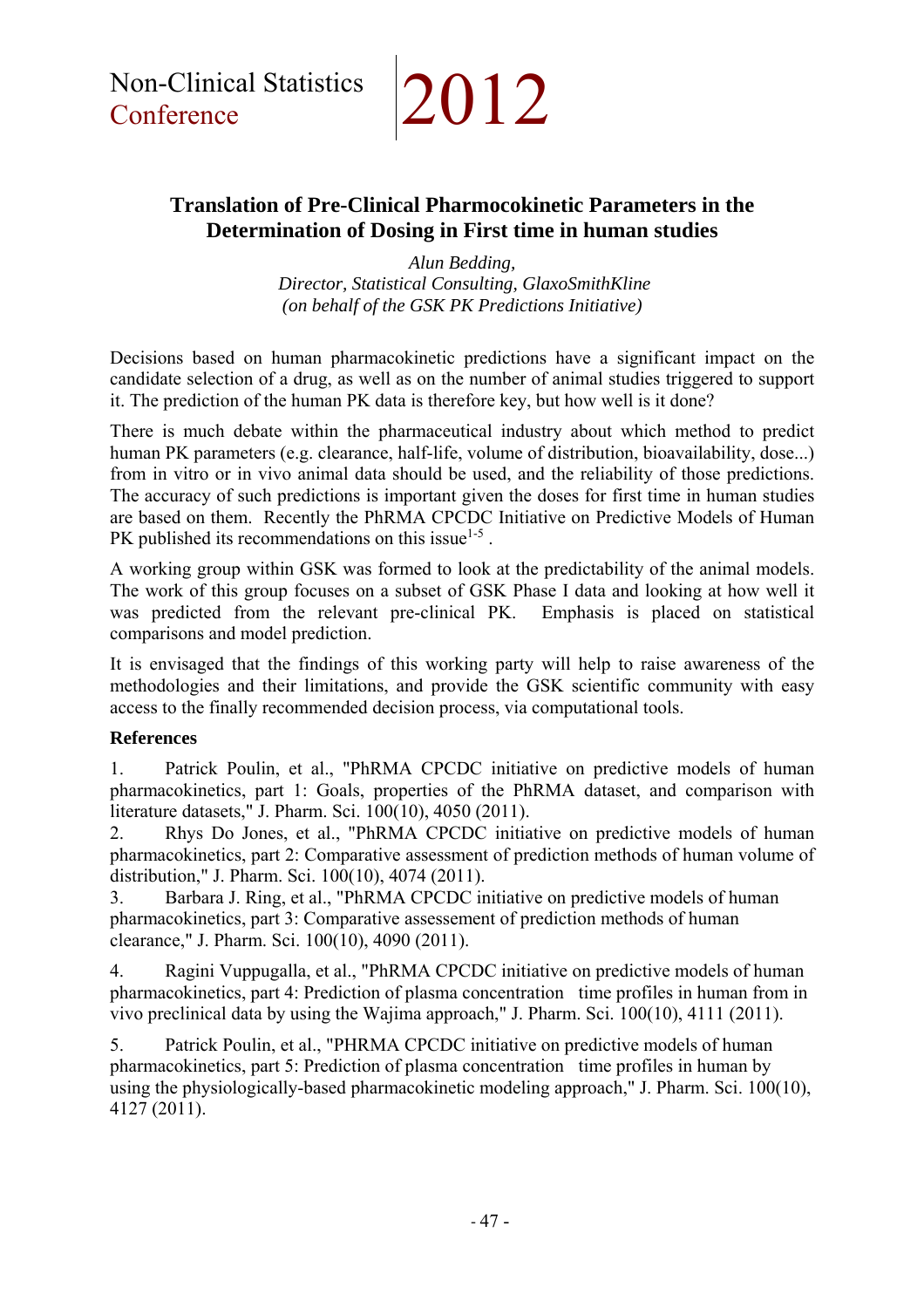## Translation of Pre-Clinical Pharmocokinetic Parameters in the Determination of Dosing in First time in human studies

*Alun Bedding,*
*Director, Statistical Consulting, GlaxoSmithKline*
*(on behalf of the GSK PK Predictions Initiative)*

Decisions based on human pharmacokinetic predictions have a significant impact on the candidate selection of a drug, as well as on the number of animal studies triggered to support it. The prediction of the human PK data is therefore key, but how well is it done?

There is much debate within the pharmaceutical industry about which method to predict human PK parameters (e.g. clearance, half-life, volume of distribution, bioavailability, dose...) from in vitro or in vivo animal data should be used, and the reliability of those predictions. The accuracy of such predictions is important given the doses for first time in human studies are based on them. Recently the PhRMA CPCDC Initiative on Predictive Models of Human PK published its recommendations on this issue[1-5].

A working group within GSK was formed to look at the predictability of the animal models. The work of this group focuses on a subset of GSK Phase I data and looking at how well it was predicted from the relevant pre-clinical PK. Emphasis is placed on statistical comparisons and model prediction.

It is envisaged that the findings of this working party will help to raise awareness of the methodologies and their limitations, and provide the GSK scientific community with easy access to the finally recommended decision process, via computational tools.

**References**

1. Patrick Poulin, et al., "PhRMA CPCDC initiative on predictive models of human pharmacokinetics, part 1: Goals, properties of the PhRMA dataset, and comparison with literature datasets," J. Pharm. Sci. 100(10), 4050 (2011).
2. Rhys Do Jones, et al., "PhRMA CPCDC initiative on predictive models of human pharmacokinetics, part 2: Comparative assessment of prediction methods of human volume of distribution," J. Pharm. Sci. 100(10), 4074 (2011).
3. Barbara J. Ring, et al., "PhRMA CPCDC initiative on predictive models of human pharmacokinetics, part 3: Comparative assessement of prediction methods of human clearance," J. Pharm. Sci. 100(10), 4090 (2011).
4. Ragini Vuppugalla, et al., "PhRMA CPCDC initiative on predictive models of human pharmacokinetics, part 4: Prediction of plasma concentration time profiles in human from in vivo preclinical data by using the Wajima approach," J. Pharm. Sci. 100(10), 4111 (2011).
5. Patrick Poulin, et al., "PHRMA CPCDC initiative on predictive models of human pharmacokinetics, part 5: Prediction of plasma concentration time profiles in human by using the physiologically-based pharmacokinetic modeling approach," J. Pharm. Sci. 100(10), 4127 (2011).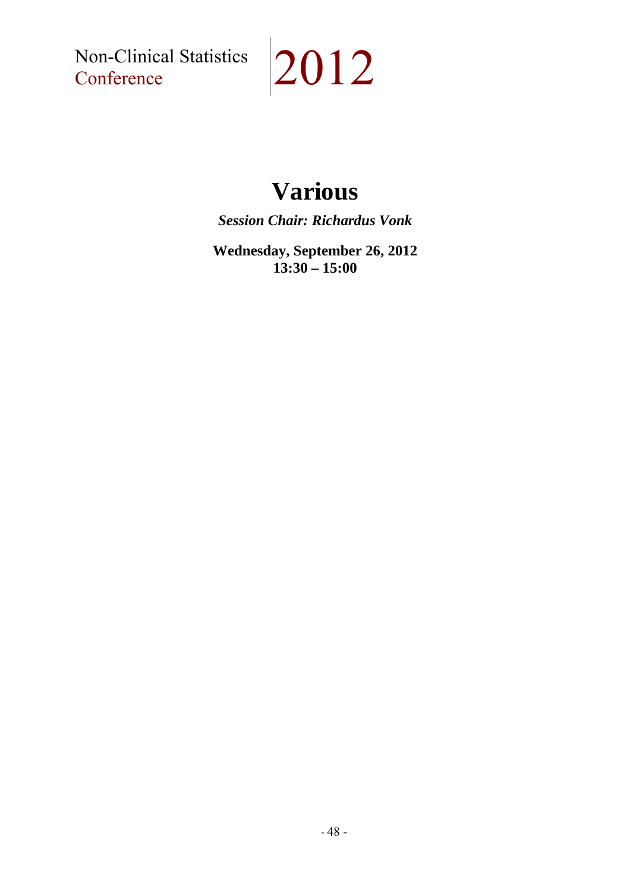# Various

***Session Chair: Richardus Vonk***

**Wednesday, September 26, 2012**
**13:30 – 15:00**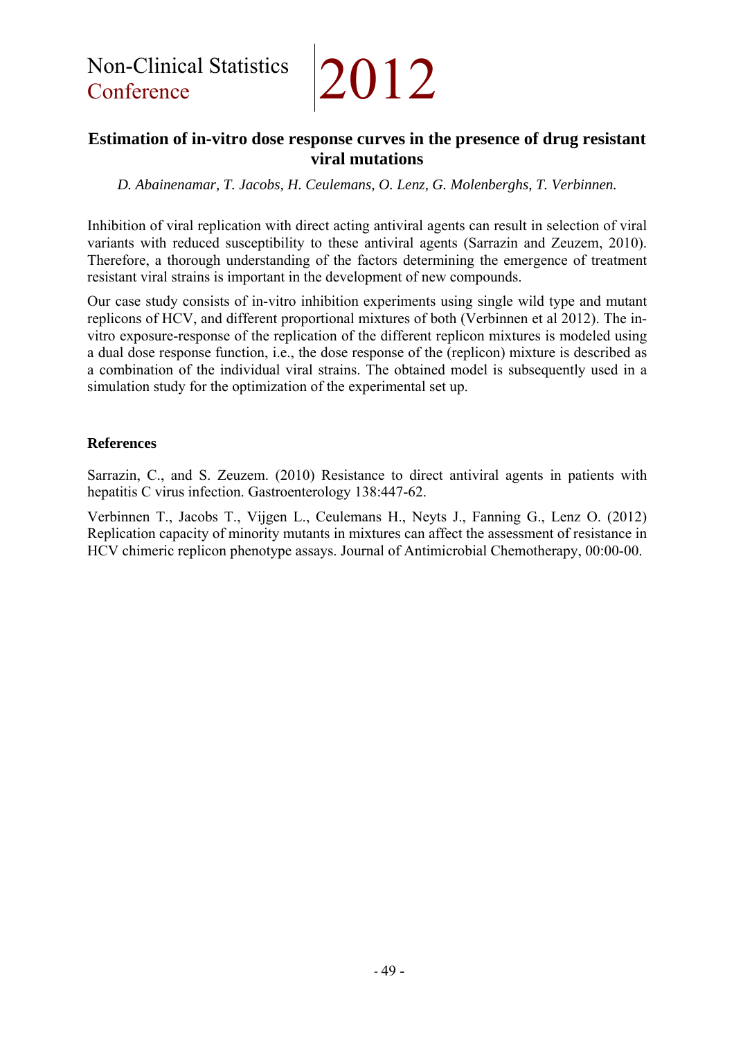# Estimation of in-vitro dose response curves in the presence of drug resistant viral mutations

*D. Abainenamar, T. Jacobs, H. Ceulemans, O. Lenz, G. Molenberghs, T. Verbinnen.*

Inhibition of viral replication with direct acting antiviral agents can result in selection of viral variants with reduced susceptibility to these antiviral agents (Sarrazin and Zeuzem, 2010). Therefore, a thorough understanding of the factors determining the emergence of treatment resistant viral strains is important in the development of new compounds.

Our case study consists of in-vitro inhibition experiments using single wild type and mutant replicons of HCV, and different proportional mixtures of both (Verbinnen et al 2012). The in-vitro exposure-response of the replication of the different replicon mixtures is modeled using a dual dose response function, i.e., the dose response of the (replicon) mixture is described as a combination of the individual viral strains. The obtained model is subsequently used in a simulation study for the optimization of the experimental set up.

**References**

Sarrazin, C., and S. Zeuzem. (2010) Resistance to direct antiviral agents in patients with hepatitis C virus infection. Gastroenterology 138:447-62.

Verbinnen T., Jacobs T., Vijgen L., Ceulemans H., Neyts J., Fanning G., Lenz O. (2012) Replication capacity of minority mutants in mixtures can affect the assessment of resistance in HCV chimeric replicon phenotype assays. Journal of Antimicrobial Chemotherapy, 00:00-00.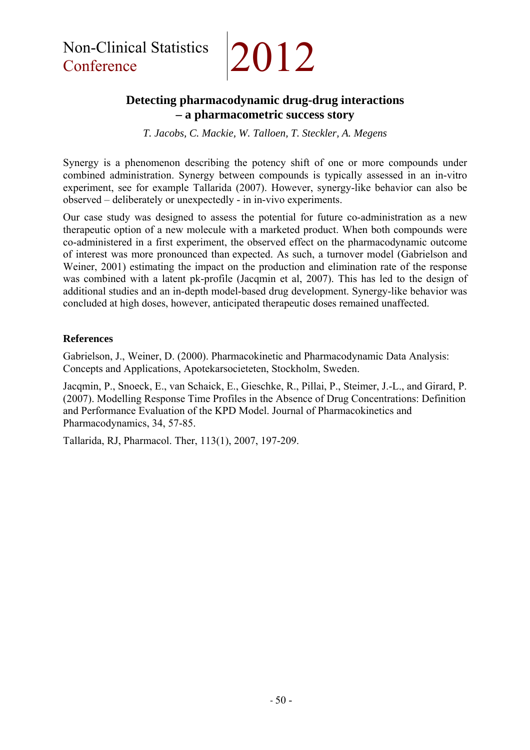## Detecting pharmacodynamic drug-drug interactions – a pharmacometric success story

*T. Jacobs, C. Mackie, W. Talloen, T. Steckler, A. Megens*

Synergy is a phenomenon describing the potency shift of one or more compounds under combined administration. Synergy between compounds is typically assessed in an in-vitro experiment, see for example Tallarida (2007). However, synergy-like behavior can also be observed – deliberately or unexpectedly - in in-vivo experiments.

Our case study was designed to assess the potential for future co-administration as a new therapeutic option of a new molecule with a marketed product. When both compounds were co-administered in a first experiment, the observed effect on the pharmacodynamic outcome of interest was more pronounced than expected. As such, a turnover model (Gabrielson and Weiner, 2001) estimating the impact on the production and elimination rate of the response was combined with a latent pk-profile (Jacqmin et al, 2007). This has led to the design of additional studies and an in-depth model-based drug development. Synergy-like behavior was concluded at high doses, however, anticipated therapeutic doses remained unaffected.

### References

Gabrielson, J., Weiner, D. (2000). Pharmacokinetic and Pharmacodynamic Data Analysis: Concepts and Applications, Apotekarsocieteten, Stockholm, Sweden.

Jacqmin, P., Snoeck, E., van Schaick, E., Gieschke, R., Pillai, P., Steimer, J.-L., and Girard, P. (2007). Modelling Response Time Profiles in the Absence of Drug Concentrations: Definition and Performance Evaluation of the KPD Model. Journal of Pharmacokinetics and Pharmacodynamics, 34, 57-85.

Tallarida, RJ, Pharmacol. Ther, 113(1), 2007, 197-209.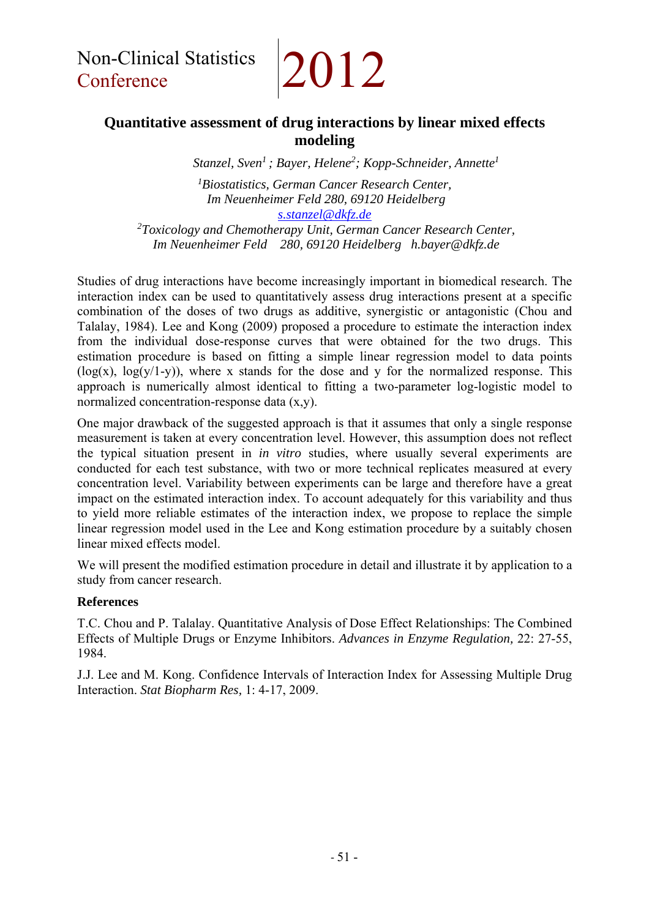# Quantitative assessment of drug interactions by linear mixed effects modeling

*Stanzel, Sven[1] ; Bayer, Helene[2]; Kopp-Schneider, Annette[1]*

*[1]Biostatistics, German Cancer Research Center, Im Neuenheimer Feld 280, 69120 Heidelberg*
*s.stanzel@dkfz.de*
*[2]Toxicology and Chemotherapy Unit, German Cancer Research Center, Im Neuenheimer Feld 280, 69120 Heidelberg h.bayer@dkfz.de*

Studies of drug interactions have become increasingly important in biomedical research. The interaction index can be used to quantitatively assess drug interactions present at a specific combination of the doses of two drugs as additive, synergistic or antagonistic (Chou and Talalay, 1984). Lee and Kong (2009) proposed a procedure to estimate the interaction index from the individual dose-response curves that were obtained for the two drugs. This estimation procedure is based on fitting a simple linear regression model to data points (log(x), log(y/1-y)), where x stands for the dose and y for the normalized response. This approach is numerically almost identical to fitting a two-parameter log-logistic model to normalized concentration-response data (x,y).

One major drawback of the suggested approach is that it assumes that only a single response measurement is taken at every concentration level. However, this assumption does not reflect the typical situation present in *in vitro* studies, where usually several experiments are conducted for each test substance, with two or more technical replicates measured at every concentration level. Variability between experiments can be large and therefore have a great impact on the estimated interaction index. To account adequately for this variability and thus to yield more reliable estimates of the interaction index, we propose to replace the simple linear regression model used in the Lee and Kong estimation procedure by a suitably chosen linear mixed effects model.

We will present the modified estimation procedure in detail and illustrate it by application to a study from cancer research.

**References**

T.C. Chou and P. Talalay. Quantitative Analysis of Dose Effect Relationships: The Combined Effects of Multiple Drugs or Enzyme Inhibitors. *Advances in Enzyme Regulation,* 22: 27-55, 1984.

J.J. Lee and M. Kong. Confidence Intervals of Interaction Index for Assessing Multiple Drug Interaction. *Stat Biopharm Res,* 1: 4-17, 2009.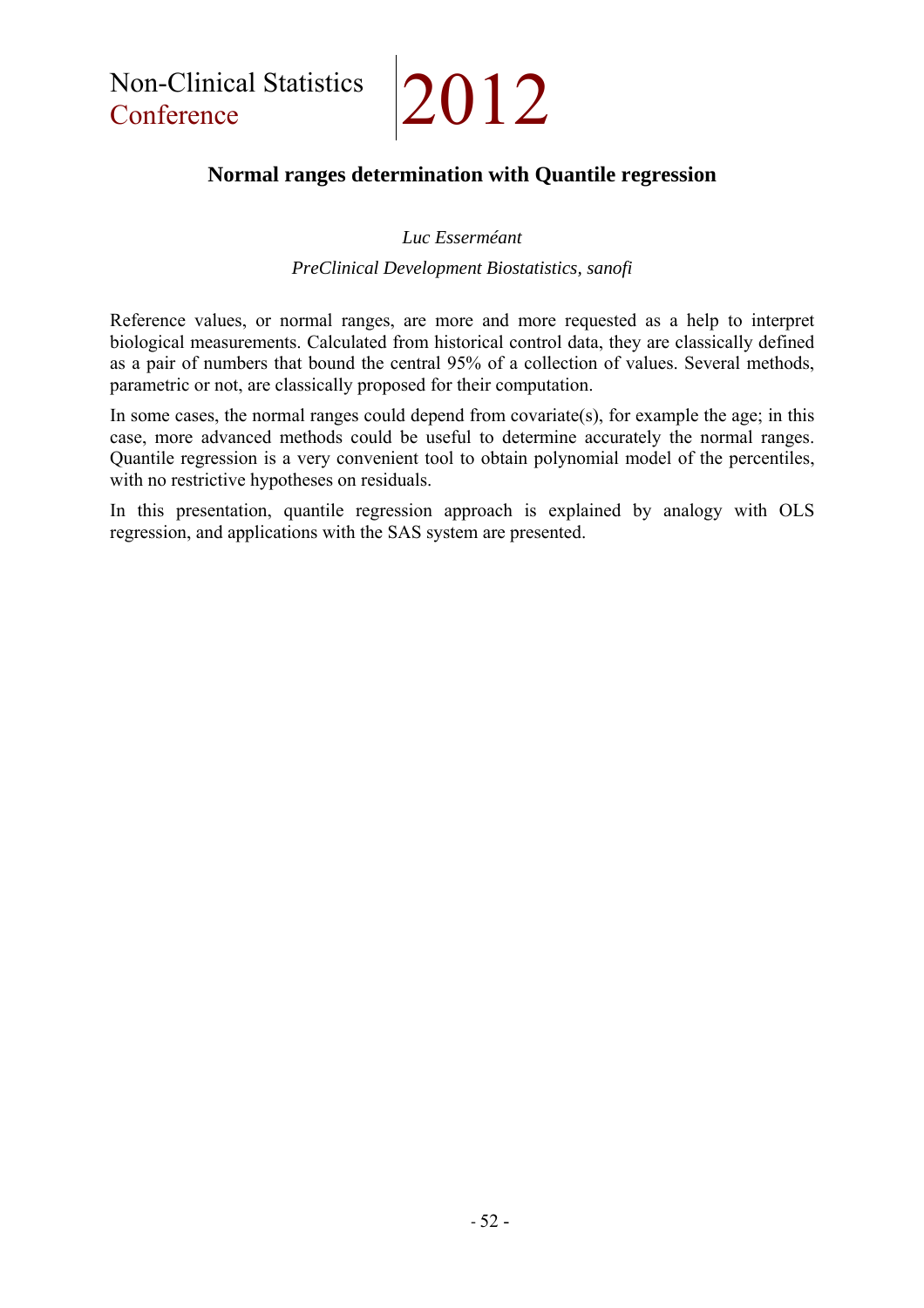## Normal ranges determination with Quantile regression

*Luc Esserméant*

*PreClinical Development Biostatistics, sanofi*

Reference values, or normal ranges, are more and more requested as a help to interpret biological measurements. Calculated from historical control data, they are classically defined as a pair of numbers that bound the central 95% of a collection of values. Several methods, parametric or not, are classically proposed for their computation.

In some cases, the normal ranges could depend from covariate(s), for example the age; in this case, more advanced methods could be useful to determine accurately the normal ranges. Quantile regression is a very convenient tool to obtain polynomial model of the percentiles, with no restrictive hypotheses on residuals.

In this presentation, quantile regression approach is explained by analogy with OLS regression, and applications with the SAS system are presented.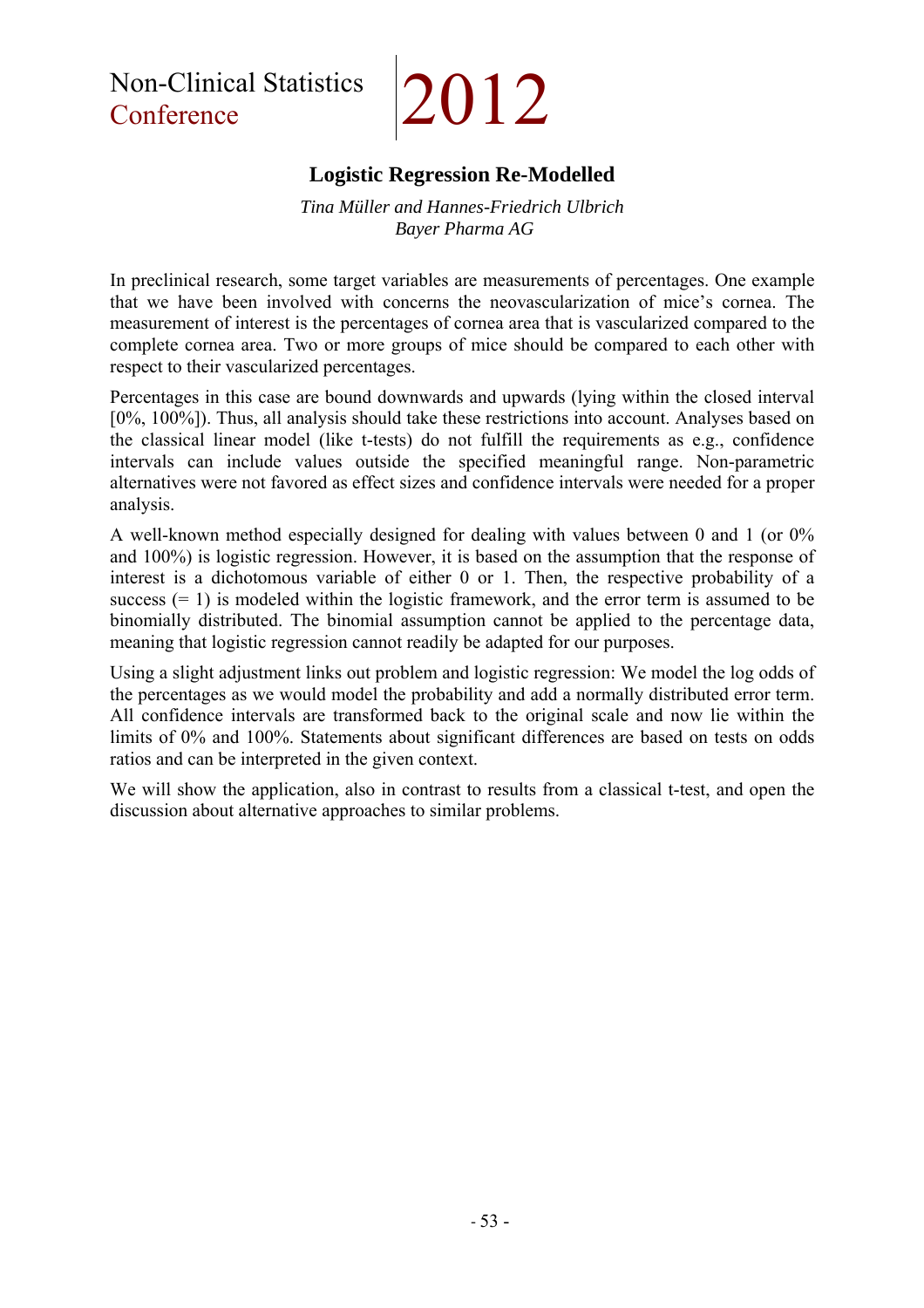## Logistic Regression Re-Modelled

*Tina Müller and Hannes-Friedrich Ulbrich*
*Bayer Pharma AG*

In preclinical research, some target variables are measurements of percentages. One example that we have been involved with concerns the neovascularization of mice's cornea. The measurement of interest is the percentages of cornea area that is vascularized compared to the complete cornea area. Two or more groups of mice should be compared to each other with respect to their vascularized percentages.

Percentages in this case are bound downwards and upwards (lying within the closed interval [0%, 100%]). Thus, all analysis should take these restrictions into account. Analyses based on the classical linear model (like t-tests) do not fulfill the requirements as e.g., confidence intervals can include values outside the specified meaningful range. Non-parametric alternatives were not favored as effect sizes and confidence intervals were needed for a proper analysis.

A well-known method especially designed for dealing with values between 0 and 1 (or 0% and 100%) is logistic regression. However, it is based on the assumption that the response of interest is a dichotomous variable of either 0 or 1. Then, the respective probability of a success (= 1) is modeled within the logistic framework, and the error term is assumed to be binomially distributed. The binomial assumption cannot be applied to the percentage data, meaning that logistic regression cannot readily be adapted for our purposes.

Using a slight adjustment links out problem and logistic regression: We model the log odds of the percentages as we would model the probability and add a normally distributed error term. All confidence intervals are transformed back to the original scale and now lie within the limits of 0% and 100%. Statements about significant differences are based on tests on odds ratios and can be interpreted in the given context.

We will show the application, also in contrast to results from a classical t-test, and open the discussion about alternative approaches to similar problems.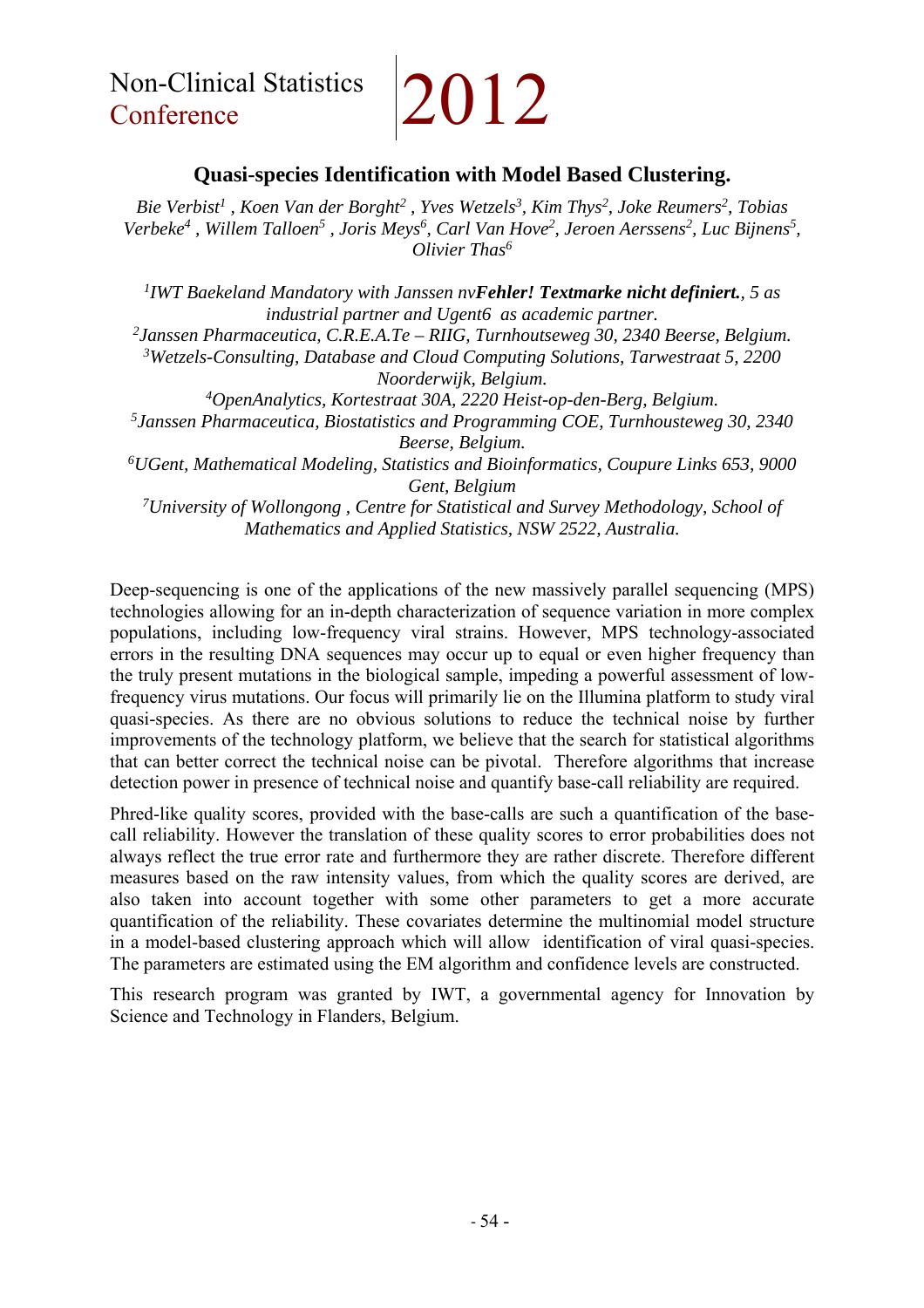## Quasi-species Identification with Model Based Clustering.

*Bie Verbist[1] , Koen Van der Borght[2] , Yves Wetzels[3], Kim Thys[2], Joke Reumers[2], Tobias Verbeke[4] , Willem Talloen[5] , Joris Meys[6], Carl Van Hove[2], Jeroen Aerssens[2], Luc Bijnens[5], Olivier Thas[6]*

*[1]IWT Baekeland Mandatory with Janssen nv**Fehler! Textmarke nicht definiert.**, 5 as industrial partner and Ugent6 as academic partner.*
*[2]Janssen Pharmaceutica, C.R.E.A.Te – RIIG, Turnhoutseweg 30, 2340 Beerse, Belgium.*
*[3]Wetzels-Consulting, Database and Cloud Computing Solutions, Tarwestraat 5, 2200 Noorderwijk, Belgium.*
*[4]OpenAnalytics, Kortestraat 30A, 2220 Heist-op-den-Berg, Belgium.*
*[5]Janssen Pharmaceutica, Biostatistics and Programming COE, Turnhousteweg 30, 2340 Beerse, Belgium.*
*[6]UGent, Mathematical Modeling, Statistics and Bioinformatics, Coupure Links 653, 9000 Gent, Belgium*
*[7]University of Wollongong , Centre for Statistical and Survey Methodology, School of Mathematics and Applied Statistics, NSW 2522, Australia.*

Deep-sequencing is one of the applications of the new massively parallel sequencing (MPS) technologies allowing for an in-depth characterization of sequence variation in more complex populations, including low-frequency viral strains. However, MPS technology-associated errors in the resulting DNA sequences may occur up to equal or even higher frequency than the truly present mutations in the biological sample, impeding a powerful assessment of low-frequency virus mutations. Our focus will primarily lie on the Illumina platform to study viral quasi-species. As there are no obvious solutions to reduce the technical noise by further improvements of the technology platform, we believe that the search for statistical algorithms that can better correct the technical noise can be pivotal. Therefore algorithms that increase detection power in presence of technical noise and quantify base-call reliability are required.

Phred-like quality scores, provided with the base-calls are such a quantification of the base-call reliability. However the translation of these quality scores to error probabilities does not always reflect the true error rate and furthermore they are rather discrete. Therefore different measures based on the raw intensity values, from which the quality scores are derived, are also taken into account together with some other parameters to get a more accurate quantification of the reliability. These covariates determine the multinomial model structure in a model-based clustering approach which will allow identification of viral quasi-species. The parameters are estimated using the EM algorithm and confidence levels are constructed.

This research program was granted by IWT, a governmental agency for Innovation by Science and Technology in Flanders, Belgium.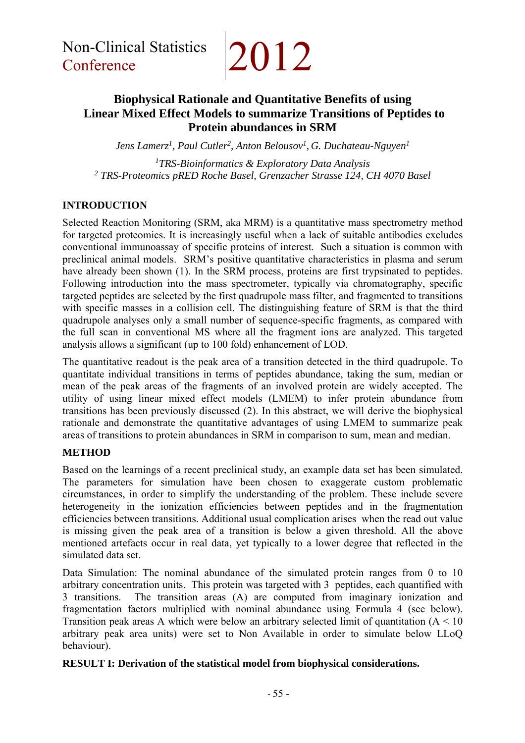Non-Clinical Statistics Conference 2012

# Biophysical Rationale and Quantitative Benefits of using Linear Mixed Effect Models to summarize Transitions of Peptides to Protein abundances in SRM

*Jens Lamerz[1], Paul Cutler[2], Anton Belousov[1], G. Duchateau-Nguyen[1]*

*[1]TRS-Bioinformatics & Exploratory Data Analysis*
*[2] TRS-Proteomics pRED Roche Basel, Grenzacher Strasse 124, CH 4070 Basel*

## INTRODUCTION

Selected Reaction Monitoring (SRM, aka MRM) is a quantitative mass spectrometry method for targeted proteomics. It is increasingly useful when a lack of suitable antibodies excludes conventional immunoassay of specific proteins of interest. Such a situation is common with preclinical animal models. SRM's positive quantitative characteristics in plasma and serum have already been shown (1). In the SRM process, proteins are first trypsinated to peptides. Following introduction into the mass spectrometer, typically via chromatography, specific targeted peptides are selected by the first quadrupole mass filter, and fragmented to transitions with specific masses in a collision cell. The distinguishing feature of SRM is that the third quadrupole analyses only a small number of sequence-specific fragments, as compared with the full scan in conventional MS where all the fragment ions are analyzed. This targeted analysis allows a significant (up to 100 fold) enhancement of LOD.

The quantitative readout is the peak area of a transition detected in the third quadrupole. To quantitate individual transitions in terms of peptides abundance, taking the sum, median or mean of the peak areas of the fragments of an involved protein are widely accepted. The utility of using linear mixed effect models (LMEM) to infer protein abundance from transitions has been previously discussed (2). In this abstract, we will derive the biophysical rationale and demonstrate the quantitative advantages of using LMEM to summarize peak areas of transitions to protein abundances in SRM in comparison to sum, mean and median.

## METHOD

Based on the learnings of a recent preclinical study, an example data set has been simulated. The parameters for simulation have been chosen to exaggerate custom problematic circumstances, in order to simplify the understanding of the problem. These include severe heterogeneity in the ionization efficiencies between peptides and in the fragmentation efficiencies between transitions. Additional usual complication arises when the read out value is missing given the peak area of a transition is below a given threshold. All the above mentioned artefacts occur in real data, yet typically to a lower degree that reflected in the simulated data set.

Data Simulation: The nominal abundance of the simulated protein ranges from 0 to 10 arbitrary concentration units. This protein was targeted with 3 peptides, each quantified with 3 transitions. The transition areas (A) are computed from imaginary ionization and fragmentation factors multiplied with nominal abundance using Formula 4 (see below). Transition peak areas A which were below an arbitrary selected limit of quantitation ($A < 10$ arbitrary peak area units) were set to Non Available in order to simulate below LLoQ behaviour).

**RESULT I: Derivation of the statistical model from biophysical considerations.**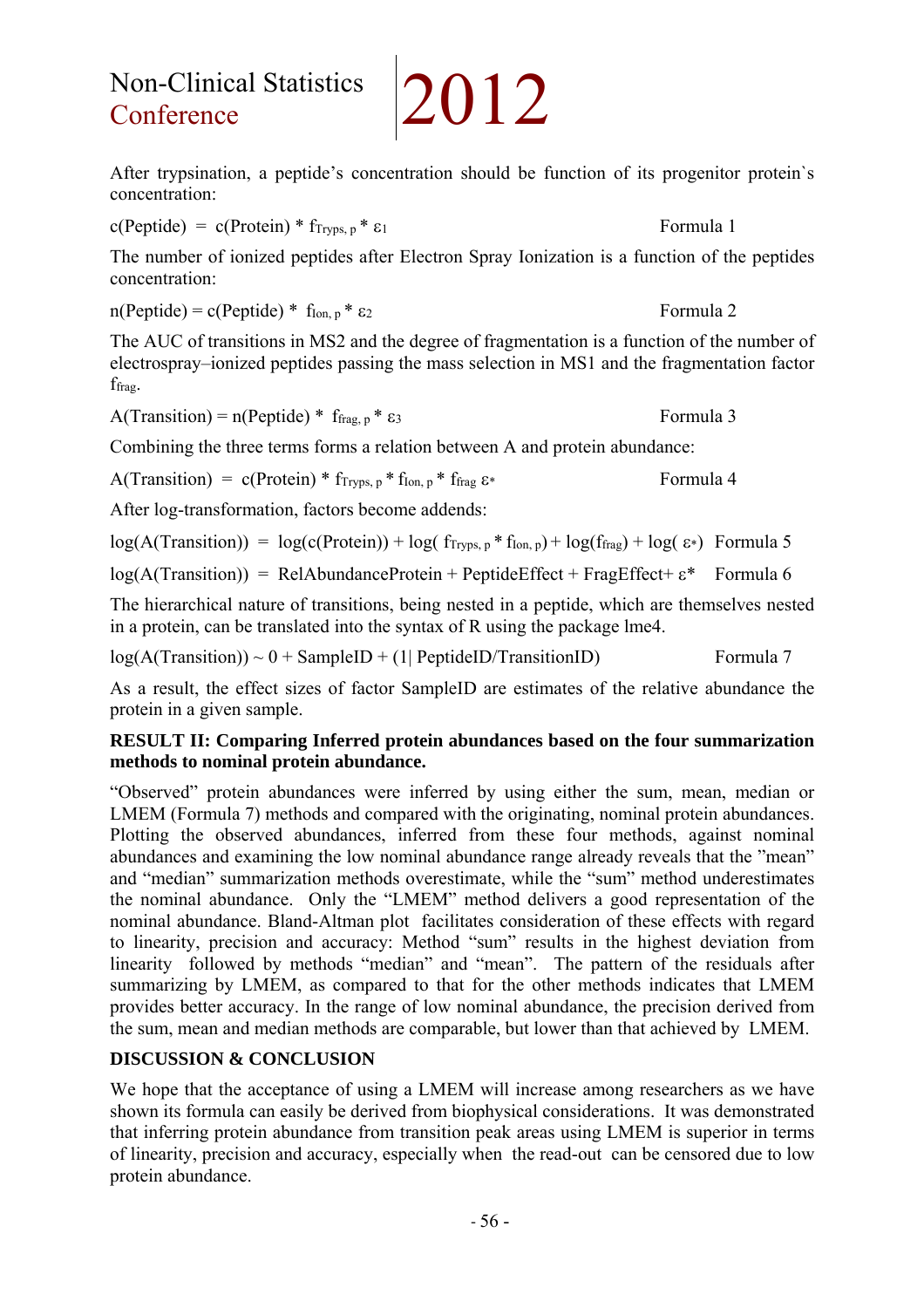After trypsination, a peptide's concentration should be function of its progenitor protein`s concentration:

$$c(\text{Peptide}) = c(\text{Protein}) * f_{\text{Tryps, p}} * \varepsilon_1 \qquad \text{Formula 1}$$

The number of ionized peptides after Electron Spray Ionization is a function of the peptides concentration:

$$n(\text{Peptide}) = c(\text{Peptide}) * f_{\text{Ion, p}} * \varepsilon_2 \qquad \text{Formula 2}$$

The AUC of transitions in MS2 and the degree of fragmentation is a function of the number of electrospray–ionized peptides passing the mass selection in MS1 and the fragmentation factor $f_{\text{frag}}$.

$$A(\text{Transition}) = n(\text{Peptide}) * f_{\text{frag, p}} * \varepsilon_3 \qquad \text{Formula 3}$$

Combining the three terms forms a relation between A and protein abundance:

$$A(\text{Transition}) = c(\text{Protein}) * f_{\text{Tryps, p}} * f_{\text{Ion, p}} * f_{\text{frag}}\ \varepsilon_* \qquad \text{Formula 4}$$

After log-transformation, factors become addends:

$$\log(A(\text{Transition})) = \log(c(\text{Protein})) + \log(f_{\text{Tryps, p}} * f_{\text{Ion, p}}) + \log(f_{\text{frag}}) + \log(\varepsilon_*) \qquad \text{Formula 5}$$

$$\log(A(\text{Transition})) = \text{RelAbundanceProtein} + \text{PeptideEffect} + \text{FragEffect} + \varepsilon^* \qquad \text{Formula 6}$$

The hierarchical nature of transitions, being nested in a peptide, which are themselves nested in a protein, can be translated into the syntax of R using the package lme4.

```
log(A(Transition)) ~ 0 + SampleID + (1| PeptideID/TransitionID)
```

Formula 7

As a result, the effect sizes of factor SampleID are estimates of the relative abundance the protein in a given sample.

**RESULT II: Comparing Inferred protein abundances based on the four summarization methods to nominal protein abundance.**

"Observed" protein abundances were inferred by using either the sum, mean, median or LMEM (Formula 7) methods and compared with the originating, nominal protein abundances. Plotting the observed abundances, inferred from these four methods, against nominal abundances and examining the low nominal abundance range already reveals that the "mean" and "median" summarization methods overestimate, while the "sum" method underestimates the nominal abundance. Only the "LMEM" method delivers a good representation of the nominal abundance. Bland-Altman plot facilitates consideration of these effects with regard to linearity, precision and accuracy: Method "sum" results in the highest deviation from linearity followed by methods "median" and "mean". The pattern of the residuals after summarizing by LMEM, as compared to that for the other methods indicates that LMEM provides better accuracy. In the range of low nominal abundance, the precision derived from the sum, mean and median methods are comparable, but lower than that achieved by LMEM.

**DISCUSSION & CONCLUSION**

We hope that the acceptance of using a LMEM will increase among researchers as we have shown its formula can easily be derived from biophysical considerations. It was demonstrated that inferring protein abundance from transition peak areas using LMEM is superior in terms of linearity, precision and accuracy, especially when the read-out can be censored due to low protein abundance.